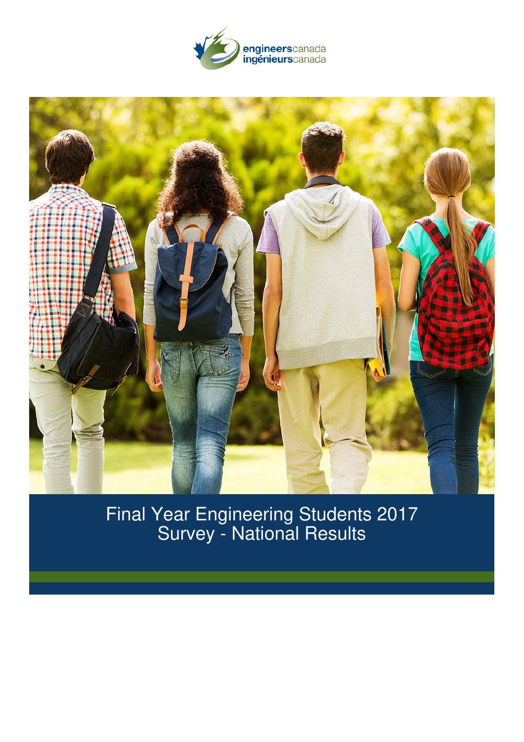engineerscanada
ingénieurscanada

# Final Year Engineering Students 2017 Survey - National Results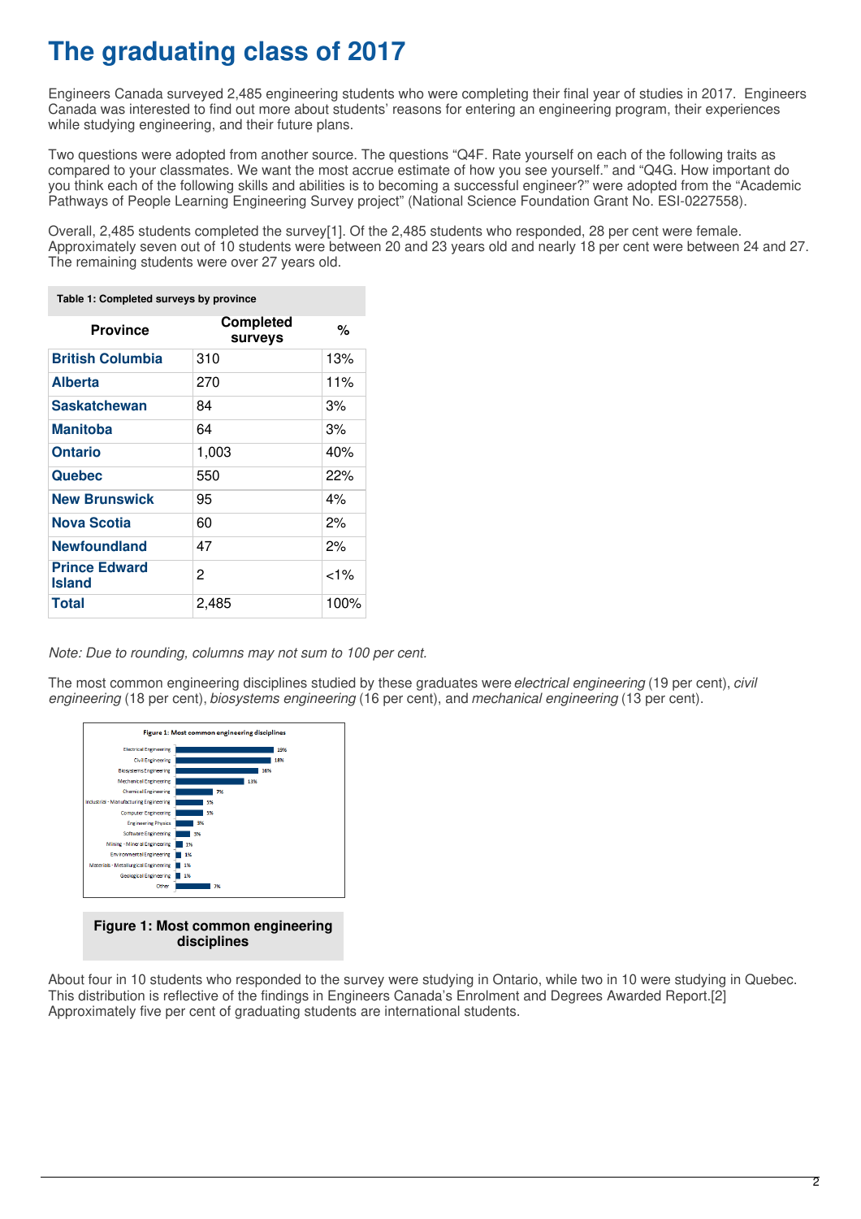# The graduating class of 2017

Engineers Canada surveyed 2,485 engineering students who were completing their final year of studies in 2017. Engineers Canada was interested to find out more about students' reasons for entering an engineering program, their experiences while studying engineering, and their future plans.

Two questions were adopted from another source. The questions "Q4F. Rate yourself on each of the following traits as compared to your classmates. We want the most accrue estimate of how you see yourself." and "Q4G. How important do you think each of the following skills and abilities is to becoming a successful engineer?" were adopted from the "Academic Pathways of People Learning Engineering Survey project" (National Science Foundation Grant No. ESI-0227558).

Overall, 2,485 students completed the survey[1]. Of the 2,485 students who responded, 28 per cent were female. Approximately seven out of 10 students were between 20 and 23 years old and nearly 18 per cent were between 24 and 27. The remaining students were over 27 years old.

**Table 1: Completed surveys by province**

| Province | Completed surveys | % |
|---|---|---|
| **British Columbia** | 310 | 13% |
| **Alberta** | 270 | 11% |
| **Saskatchewan** | 84 | 3% |
| **Manitoba** | 64 | 3% |
| **Ontario** | 1,003 | 40% |
| **Quebec** | 550 | 22% |
| **New Brunswick** | 95 | 4% |
| **Nova Scotia** | 60 | 2% |
| **Newfoundland** | 47 | 2% |
| **Prince Edward Island** | 2 | <1% |
| **Total** | 2,485 | 100% |

*Note: Due to rounding, columns may not sum to 100 per cent.*

The most common engineering disciplines studied by these graduates were *electrical engineering* (19 per cent), *civil engineering* (18 per cent), *biosystems engineering* (16 per cent), and *mechanical engineering* (13 per cent).

**Figure 1: Most common engineering disciplines**

| Discipline | % |
|---|---|
| Electrical Engineering | 19% |
| Civil Engineering | 18% |
| Biosystems Engineering | 16% |
| Mechanical Engineering | 13% |
| Chemical Engineering | 7% |
| Industrial - Manufacturing Engineering | 5% |
| Computer Engineering | 5% |
| Engineering Physics | 3% |
| Software Engineering | 3% |
| Mining - Mineral Engineering | 1% |
| Environmental Engineering | 1% |
| Materials - Metallurgical Engineering | 1% |
| Geological Engineering | 1% |
| Other | 7% |

**Figure 1: Most common engineering disciplines**

About four in 10 students who responded to the survey were studying in Ontario, while two in 10 were studying in Quebec. This distribution is reflective of the findings in Engineers Canada's Enrolment and Degrees Awarded Report.[2] Approximately five per cent of graduating students are international students.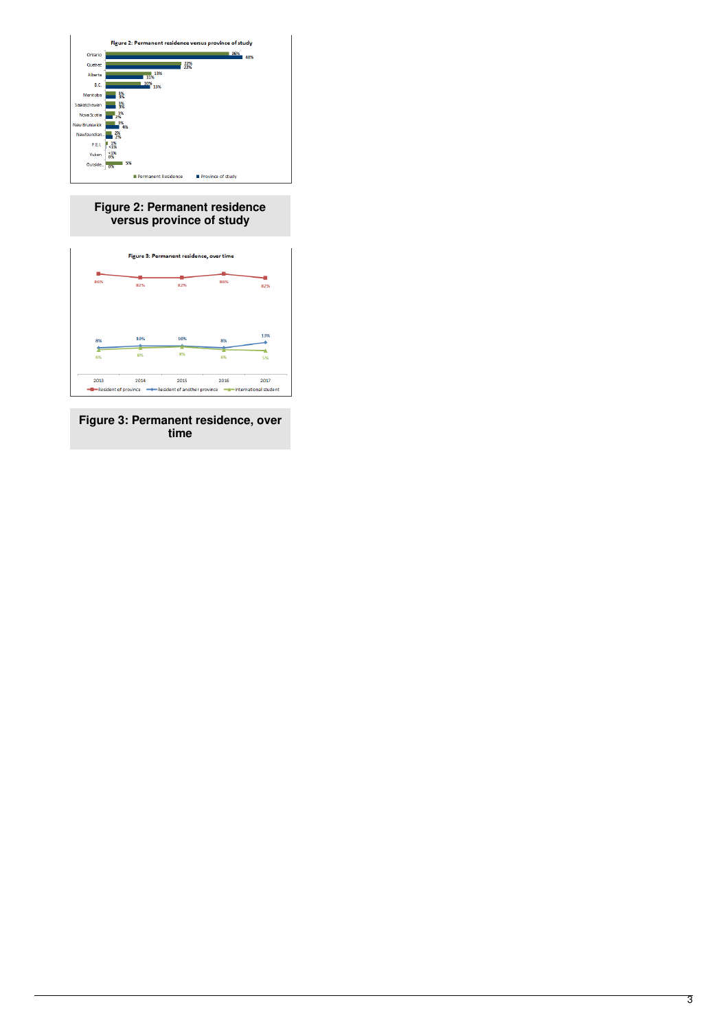Figure 2: Permanent residence versus province of study

| | Permanent Residence | Province of study |
| --- | --- | --- |
| Ontario | 36% | 40% |
| Quebec | 22% | 22% |
| Alberta | 13% | 11% |
| B.C. | 10% | 13% |
| Manitoba | 3% | 3% |
| Saskatchewan | 3% | 3% |
| Nova Scotia | 3% | 2% |
| New Brunswick | 3% | 4% |
| Newfoundlan... | 2% | 2% |
| P.E.I. | 1% | <1% |
| Yukon | <1% | 0% |
| Outside... | 5% | 0% |

**Figure 2: Permanent residence versus province of study**

Figure 3: Permanent residence, over time

| | 2013 | 2014 | 2015 | 2016 | 2017 |
| --- | --- | --- | --- | --- | --- |
| Resident of province | 86% | 82% | 82% | 86% | 82% |
| Resident of another province | 8% | 10% | 10% | 8% | 13% |
| International student | 6% | 8% | 9% | 6% | 5% |

**Figure 3: Permanent residence, over time**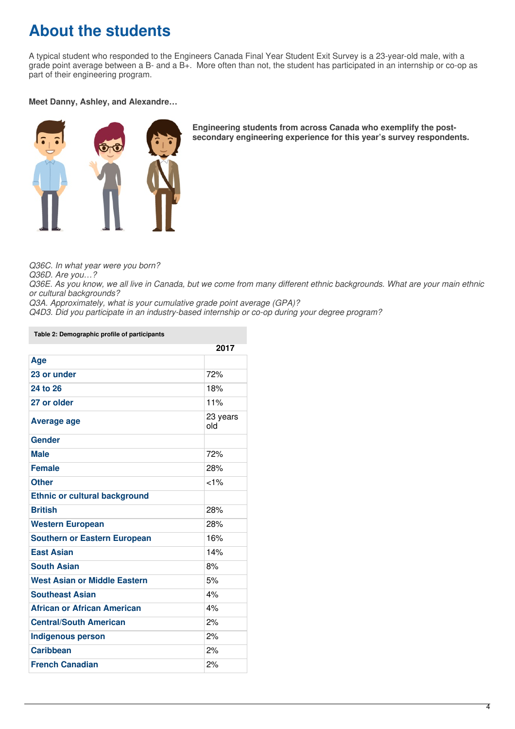# About the students

A typical student who responded to the Engineers Canada Final Year Student Exit Survey is a 23-year-old male, with a grade point average between a B- and a B+. More often than not, the student has participated in an internship or co-op as part of their engineering program.

**Meet Danny, Ashley, and Alexandre…**

**Engineering students from across Canada who exemplify the post-secondary engineering experience for this year's survey respondents.**

*Q36C. In what year were you born?*
*Q36D. Are you…?*
*Q36E. As you know, we all live in Canada, but we come from many different ethnic backgrounds. What are your main ethnic or cultural backgrounds?*
*Q3A. Approximately, what is your cumulative grade point average (GPA)?*
*Q4D3. Did you participate in an industry-based internship or co-op during your degree program?*

**Table 2: Demographic profile of participants**

| | 2017 |
|---|---|
| **Age** | |
| **23 or under** | 72% |
| **24 to 26** | 18% |
| **27 or older** | 11% |
| **Average age** | 23 years old |
| **Gender** | |
| **Male** | 72% |
| **Female** | 28% |
| **Other** | <1% |
| **Ethnic or cultural background** | |
| **British** | 28% |
| **Western European** | 28% |
| **Southern or Eastern European** | 16% |
| **East Asian** | 14% |
| **South Asian** | 8% |
| **West Asian or Middle Eastern** | 5% |
| **Southeast Asian** | 4% |
| **African or African American** | 4% |
| **Central/South American** | 2% |
| **Indigenous person** | 2% |
| **Caribbean** | 2% |
| **French Canadian** | 2% |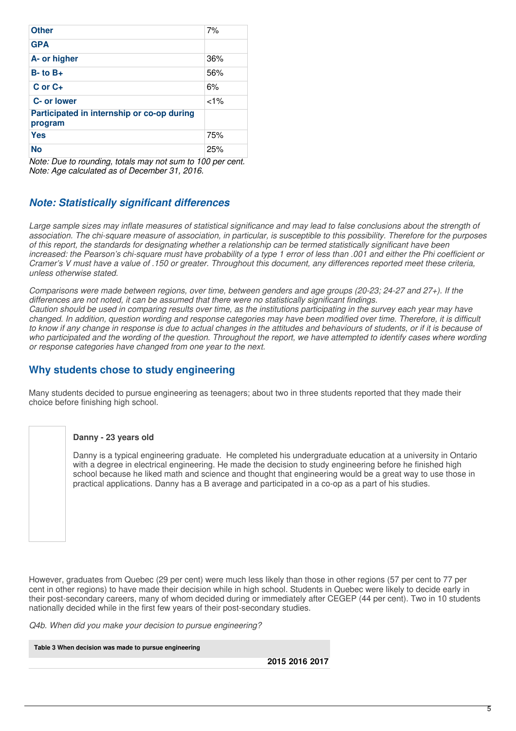| | |
|---|---|
| **Other** | 7% |
| **GPA** | |
| **A- or higher** | 36% |
| **B- to B+** | 56% |
| **C or C+** | 6% |
| **C- or lower** | <1% |
| **Participated in internship or co-op during program** | |
| **Yes** | 75% |
| **No** | 25% |

*Note: Due to rounding, totals may not sum to 100 per cent.*
*Note: Age calculated as of December 31, 2016.*

### *Note: Statistically significant differences*

*Large sample sizes may inflate measures of statistical significance and may lead to false conclusions about the strength of association. The chi-square measure of association, in particular, is susceptible to this possibility. Therefore for the purposes of this report, the standards for designating whether a relationship can be termed statistically significant have been increased: the Pearson's chi-square must have probability of a type 1 error of less than .001 and either the Phi coefficient or Cramer's V must have a value of .150 or greater. Throughout this document, any differences reported meet these criteria, unless otherwise stated.*

*Comparisons were made between regions, over time, between genders and age groups (20-23; 24-27 and 27+). If the differences are not noted, it can be assumed that there were no statistically significant findings.*
*Caution should be used in comparing results over time, as the institutions participating in the survey each year may have changed. In addition, question wording and response categories may have been modified over time. Therefore, it is difficult to know if any change in response is due to actual changes in the attitudes and behaviours of students, or if it is because of who participated and the wording of the question. Throughout the report, we have attempted to identify cases where wording or response categories have changed from one year to the next.*

## Why students chose to study engineering

Many students decided to pursue engineering as teenagers; about two in three students reported that they made their choice before finishing high school.

**Danny - 23 years old**

Danny is a typical engineering graduate. He completed his undergraduate education at a university in Ontario with a degree in electrical engineering. He made the decision to study engineering before he finished high school because he liked math and science and thought that engineering would be a great way to use those in practical applications. Danny has a B average and participated in a co-op as a part of his studies.

However, graduates from Quebec (29 per cent) were much less likely than those in other regions (57 per cent to 77 per cent in other regions) to have made their decision while in high school. Students in Quebec were likely to decide early in their post-secondary careers, many of whom decided during or immediately after CEGEP (44 per cent). Two in 10 students nationally decided while in the first few years of their post-secondary studies.

*Q4b. When did you make your decision to pursue engineering?*

**Table 3 When decision was made to pursue engineering**

| | 2015 | 2016 | 2017 |
|---|---|---|---|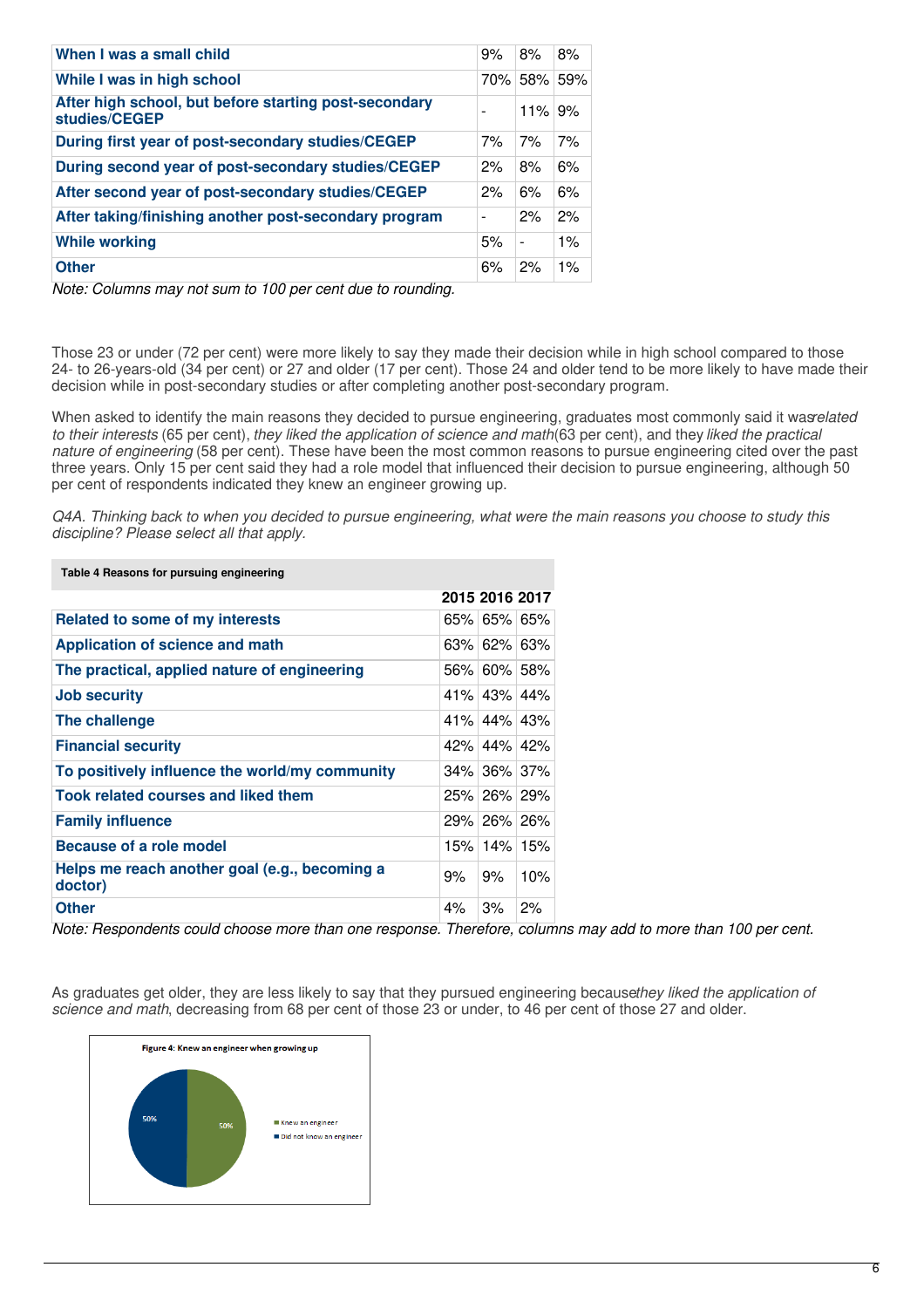| | | | |
|---|---|---|---|
| **When I was a small child** | 9% | 8% | 8% |
| **While I was in high school** | 70% | 58% | 59% |
| **After high school, but before starting post-secondary studies/CEGEP** | - | 11% | 9% |
| **During first year of post-secondary studies/CEGEP** | 7% | 7% | 7% |
| **During second year of post-secondary studies/CEGEP** | 2% | 8% | 6% |
| **After second year of post-secondary studies/CEGEP** | 2% | 6% | 6% |
| **After taking/finishing another post-secondary program** | - | 2% | 2% |
| **While working** | 5% | - | 1% |
| **Other** | 6% | 2% | 1% |

*Note: Columns may not sum to 100 per cent due to rounding.*

Those 23 or under (72 per cent) were more likely to say they made their decision while in high school compared to those 24- to 26-years-old (34 per cent) or 27 and older (17 per cent). Those 24 and older tend to be more likely to have made their decision while in post-secondary studies or after completing another post-secondary program.

When asked to identify the main reasons they decided to pursue engineering, graduates most commonly said it was *related to their interests* (65 per cent), *they liked the application of science and math* (63 per cent), and they *liked the practical nature of engineering* (58 per cent). These have been the most common reasons to pursue engineering cited over the past three years. Only 15 per cent said they had a role model that influenced their decision to pursue engineering, although 50 per cent of respondents indicated they knew an engineer growing up.

*Q4A. Thinking back to when you decided to pursue engineering, what were the main reasons you choose to study this discipline? Please select all that apply.*

**Table 4 Reasons for pursuing engineering**

| | 2015 | 2016 | 2017 |
|---|---|---|---|
| **Related to some of my interests** | 65% | 65% | 65% |
| **Application of science and math** | 63% | 62% | 63% |
| **The practical, applied nature of engineering** | 56% | 60% | 58% |
| **Job security** | 41% | 43% | 44% |
| **The challenge** | 41% | 44% | 43% |
| **Financial security** | 42% | 44% | 42% |
| **To positively influence the world/my community** | 34% | 36% | 37% |
| **Took related courses and liked them** | 25% | 26% | 29% |
| **Family influence** | 29% | 26% | 26% |
| **Because of a role model** | 15% | 14% | 15% |
| **Helps me reach another goal (e.g., becoming a doctor)** | 9% | 9% | 10% |
| **Other** | 4% | 3% | 2% |

*Note: Respondents could choose more than one response. Therefore, columns may add to more than 100 per cent.*

As graduates get older, they are less likely to say that they pursued engineering because *they liked the application of science and math*, decreasing from 68 per cent of those 23 or under, to 46 per cent of those 27 and older.

**Figure 4: Knew an engineer when growing up**

| | |
|---|---|
| Knew an engineer | 50% |
| Did not know an engineer | 50% |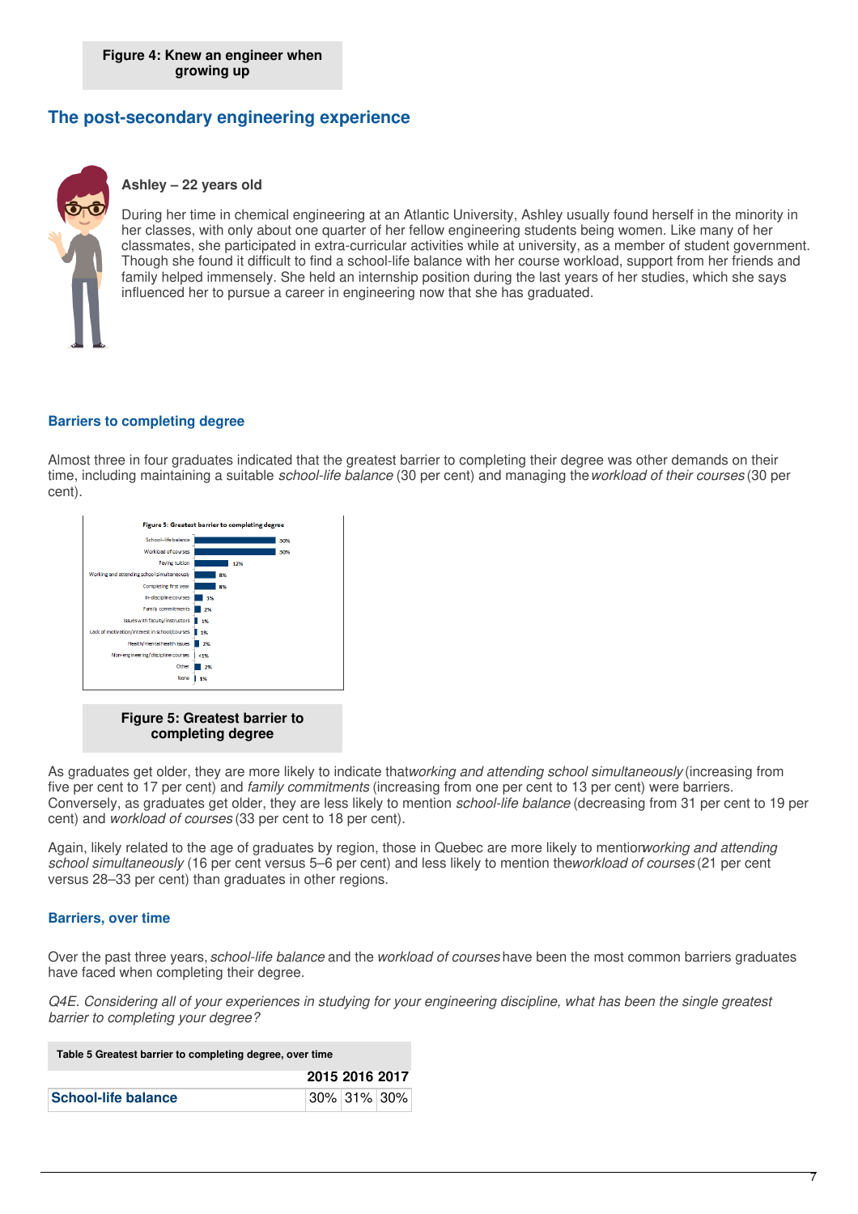**Figure 4: Knew an engineer when growing up**

## The post-secondary engineering experience

**Ashley – 22 years old**

During her time in chemical engineering at an Atlantic University, Ashley usually found herself in the minority in her classes, with only about one quarter of her fellow engineering students being women. Like many of her classmates, she participated in extra-curricular activities while at university, as a member of student government. Though she found it difficult to find a school-life balance with her course workload, support from her friends and family helped immensely. She held an internship position during the last years of her studies, which she says influenced her to pursue a career in engineering now that she has graduated.

### Barriers to completing degree

Almost three in four graduates indicated that the greatest barrier to completing their degree was other demands on their time, including maintaining a suitable *school-life balance* (30 per cent) and managing the *workload of their courses* (30 per cent).

**Figure 5: Greatest barrier to completing degree**

| Barrier | Per cent |
|---|---|
| School-life balance | 30% |
| Workload of courses | 30% |
| Paying tuition | 12% |
| Working and attending school simultaneously | 8% |
| Completing first year | 8% |
| In-discipline courses | 3% |
| Family commitments | 2% |
| Issues with faculty/instructors | 1% |
| Lack of motivation/interest in school/courses | 1% |
| Health/mental health issues | 2% |
| Non-engineering/discipline courses | <1% |
| Other | 2% |
| None | 1% |

**Figure 5: Greatest barrier to completing degree**

As graduates get older, they are more likely to indicate that *working and attending school simultaneously* (increasing from five per cent to 17 per cent) and *family commitments* (increasing from one per cent to 13 per cent) were barriers. Conversely, as graduates get older, they are less likely to mention *school-life balance* (decreasing from 31 per cent to 19 per cent) and *workload of courses* (33 per cent to 18 per cent).

Again, likely related to the age of graduates by region, those in Quebec are more likely to mention *working and attending school simultaneously* (16 per cent versus 5–6 per cent) and less likely to mention the *workload of courses* (21 per cent versus 28–33 per cent) than graduates in other regions.

### Barriers, over time

Over the past three years, *school-life balance* and the *workload of courses* have been the most common barriers graduates have faced when completing their degree.

*Q4E. Considering all of your experiences in studying for your engineering discipline, what has been the single greatest barrier to completing your degree?*

**Table 5 Greatest barrier to completing degree, over time**

| | 2015 | 2016 | 2017 |
|---|---|---|---|
| **School-life balance** | 30% | 31% | 30% |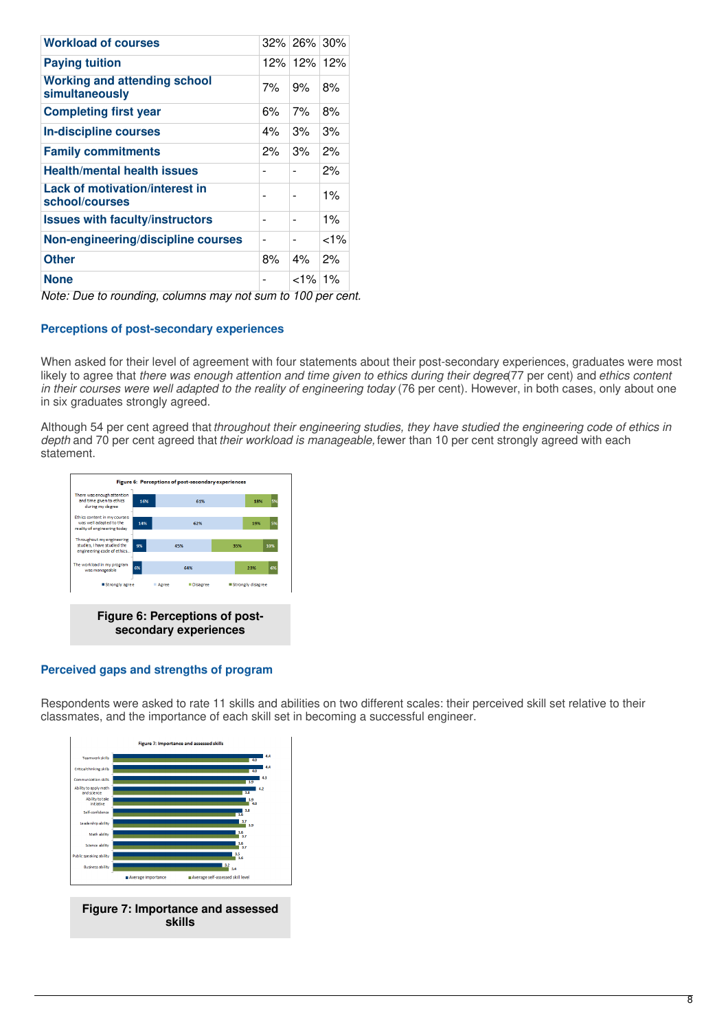| Workload of courses | 32% | 26% | 30% |
|---|---|---|---|
| Paying tuition | 12% | 12% | 12% |
| Working and attending school simultaneously | 7% | 9% | 8% |
| Completing first year | 6% | 7% | 8% |
| In-discipline courses | 4% | 3% | 3% |
| Family commitments | 2% | 3% | 2% |
| Health/mental health issues | - | - | 2% |
| Lack of motivation/interest in school/courses | - | - | 1% |
| Issues with faculty/instructors | - | - | 1% |
| Non-engineering/discipline courses | - | - | <1% |
| Other | 8% | 4% | 2% |
| None | - | <1% | 1% |

*Note: Due to rounding, columns may not sum to 100 per cent.*

### Perceptions of post-secondary experiences

When asked for their level of agreement with four statements about their post-secondary experiences, graduates were most likely to agree that *there was enough attention and time given to ethics during their degree* (77 per cent) and *ethics content in their courses were well adapted to the reality of engineering today* (76 per cent). However, in both cases, only about one in six graduates strongly agreed.

Although 54 per cent agreed that *throughout their engineering studies, they have studied the engineering code of ethics in depth* and 70 per cent agreed that *their workload is manageable,* fewer than 10 per cent strongly agreed with each statement.

**Figure 6: Perceptions of post-secondary experiences**

### Perceived gaps and strengths of program

Respondents were asked to rate 11 skills and abilities on two different scales: their perceived skill set relative to their classmates, and the importance of each skill set in becoming a successful engineer.

**Figure 7: Importance and assessed skills**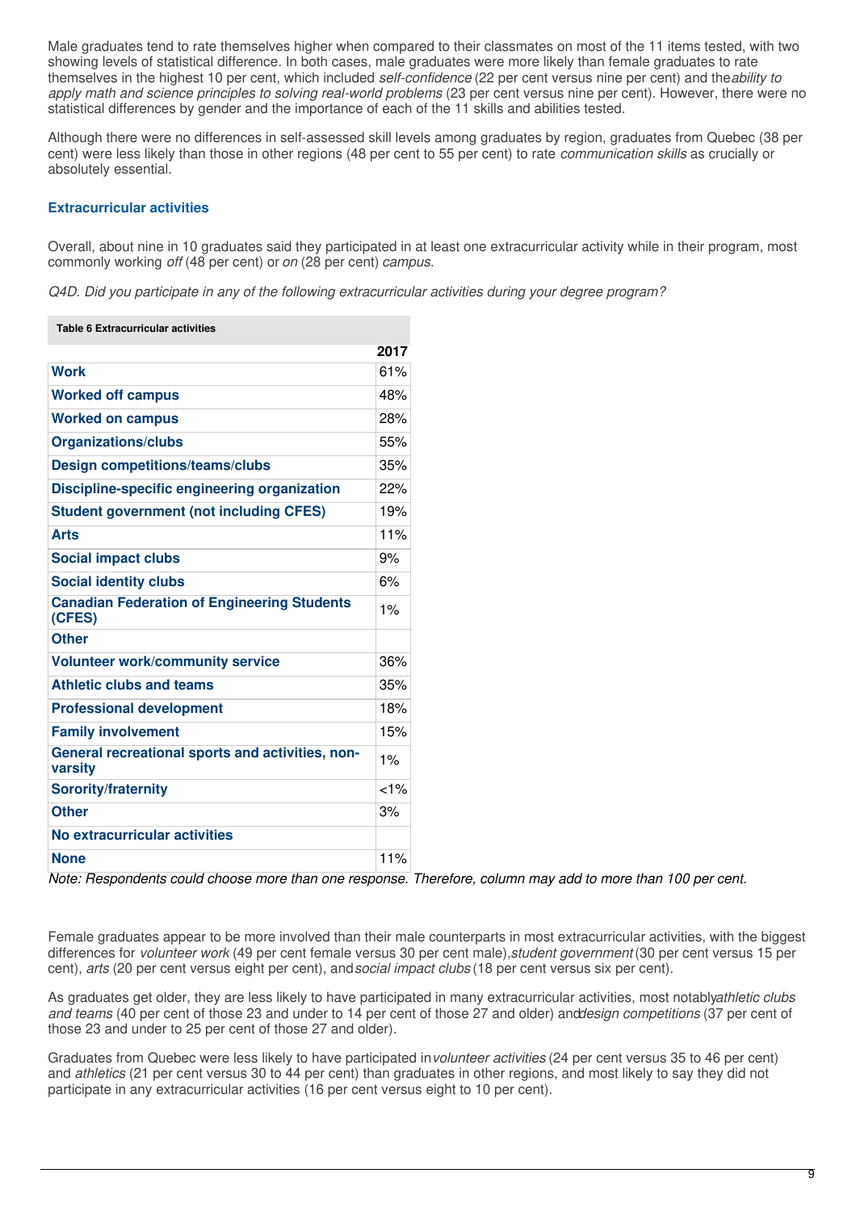Male graduates tend to rate themselves higher when compared to their classmates on most of the 11 items tested, with two showing levels of statistical difference. In both cases, male graduates were more likely than female graduates to rate themselves in the highest 10 per cent, which included *self-confidence* (22 per cent versus nine per cent) and the *ability to apply math and science principles to solving real-world problems* (23 per cent versus nine per cent). However, there were no statistical differences by gender and the importance of each of the 11 skills and abilities tested.

Although there were no differences in self-assessed skill levels among graduates by region, graduates from Quebec (38 per cent) were less likely than those in other regions (48 per cent to 55 per cent) to rate *communication skills* as crucially or absolutely essential.

### Extracurricular activities

Overall, about nine in 10 graduates said they participated in at least one extracurricular activity while in their program, most commonly working *off* (48 per cent) or *on* (28 per cent) *campus*.

*Q4D. Did you participate in any of the following extracurricular activities during your degree program?*

**Table 6 Extracurricular activities**

| | 2017 |
|---|---|
| **Work** | 61% |
| **Worked off campus** | 48% |
| **Worked on campus** | 28% |
| **Organizations/clubs** | 55% |
| **Design competitions/teams/clubs** | 35% |
| **Discipline-specific engineering organization** | 22% |
| **Student government (not including CFES)** | 19% |
| **Arts** | 11% |
| **Social impact clubs** | 9% |
| **Social identity clubs** | 6% |
| **Canadian Federation of Engineering Students (CFES)** | 1% |
| **Other** | |
| **Volunteer work/community service** | 36% |
| **Athletic clubs and teams** | 35% |
| **Professional development** | 18% |
| **Family involvement** | 15% |
| **General recreational sports and activities, non-varsity** | 1% |
| **Sorority/fraternity** | <1% |
| **Other** | 3% |
| **No extracurricular activities** | |
| **None** | 11% |

*Note: Respondents could choose more than one response. Therefore, column may add to more than 100 per cent.*

Female graduates appear to be more involved than their male counterparts in most extracurricular activities, with the biggest differences for *volunteer work* (49 per cent female versus 30 per cent male), *student government* (30 per cent versus 15 per cent), *arts* (20 per cent versus eight per cent), and *social impact clubs* (18 per cent versus six per cent).

As graduates get older, they are less likely to have participated in many extracurricular activities, most notably *athletic clubs and teams* (40 per cent of those 23 and under to 14 per cent of those 27 and older) and *design competitions* (37 per cent of those 23 and under to 25 per cent of those 27 and older).

Graduates from Quebec were less likely to have participated in *volunteer activities* (24 per cent versus 35 to 46 per cent) and *athletics* (21 per cent versus 30 to 44 per cent) than graduates in other regions, and most likely to say they did not participate in any extracurricular activities (16 per cent versus eight to 10 per cent).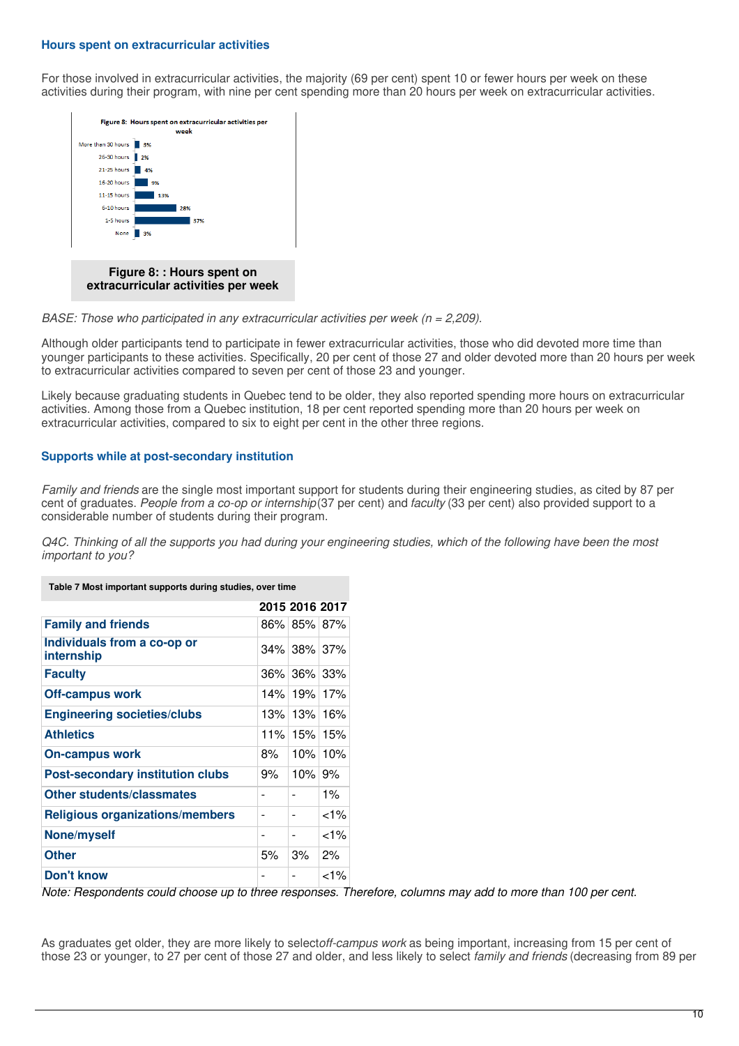### Hours spent on extracurricular activities

For those involved in extracurricular activities, the majority (69 per cent) spent 10 or fewer hours per week on these activities during their program, with nine per cent spending more than 20 hours per week on extracurricular activities.

**Figure 8: Hours spent on extracurricular activities per week**

| Hours | Per cent |
|---|---|
| More than 30 hours | 3% |
| 26-30 hours | 2% |
| 21-25 hours | 4% |
| 16-20 hours | 9% |
| 11-15 hours | 13% |
| 6-10 hours | 28% |
| 1-5 hours | 37% |
| None | 3% |

**Figure 8: : Hours spent on extracurricular activities per week**

*BASE: Those who participated in any extracurricular activities per week (n = 2,209).*

Although older participants tend to participate in fewer extracurricular activities, those who did devoted more time than younger participants to these activities. Specifically, 20 per cent of those 27 and older devoted more than 20 hours per week to extracurricular activities compared to seven per cent of those 23 and younger.

Likely because graduating students in Quebec tend to be older, they also reported spending more hours on extracurricular activities. Among those from a Quebec institution, 18 per cent reported spending more than 20 hours per week on extracurricular activities, compared to six to eight per cent in the other three regions.

### Supports while at post-secondary institution

*Family and friends* are the single most important support for students during their engineering studies, as cited by 87 per cent of graduates. *People from a co-op or internship* (37 per cent) and *faculty* (33 per cent) also provided support to a considerable number of students during their program.

*Q4C. Thinking of all the supports you had during your engineering studies, which of the following have been the most important to you?*

**Table 7 Most important supports during studies, over time**

| | 2015 | 2016 | 2017 |
|---|---|---|---|
| **Family and friends** | 86% | 85% | 87% |
| **Individuals from a co-op or internship** | 34% | 38% | 37% |
| **Faculty** | 36% | 36% | 33% |
| **Off-campus work** | 14% | 19% | 17% |
| **Engineering societies/clubs** | 13% | 13% | 16% |
| **Athletics** | 11% | 15% | 15% |
| **On-campus work** | 8% | 10% | 10% |
| **Post-secondary institution clubs** | 9% | 10% | 9% |
| **Other students/classmates** | - | - | 1% |
| **Religious organizations/members** | - | - | <1% |
| **None/myself** | - | - | <1% |
| **Other** | 5% | 3% | 2% |
| **Don't know** | - | - | <1% |

*Note: Respondents could choose up to three responses. Therefore, columns may add to more than 100 per cent.*

As graduates get older, they are more likely to select *off-campus work* as being important, increasing from 15 per cent of those 23 or younger, to 27 per cent of those 27 and older, and less likely to select *family and friends* (decreasing from 89 per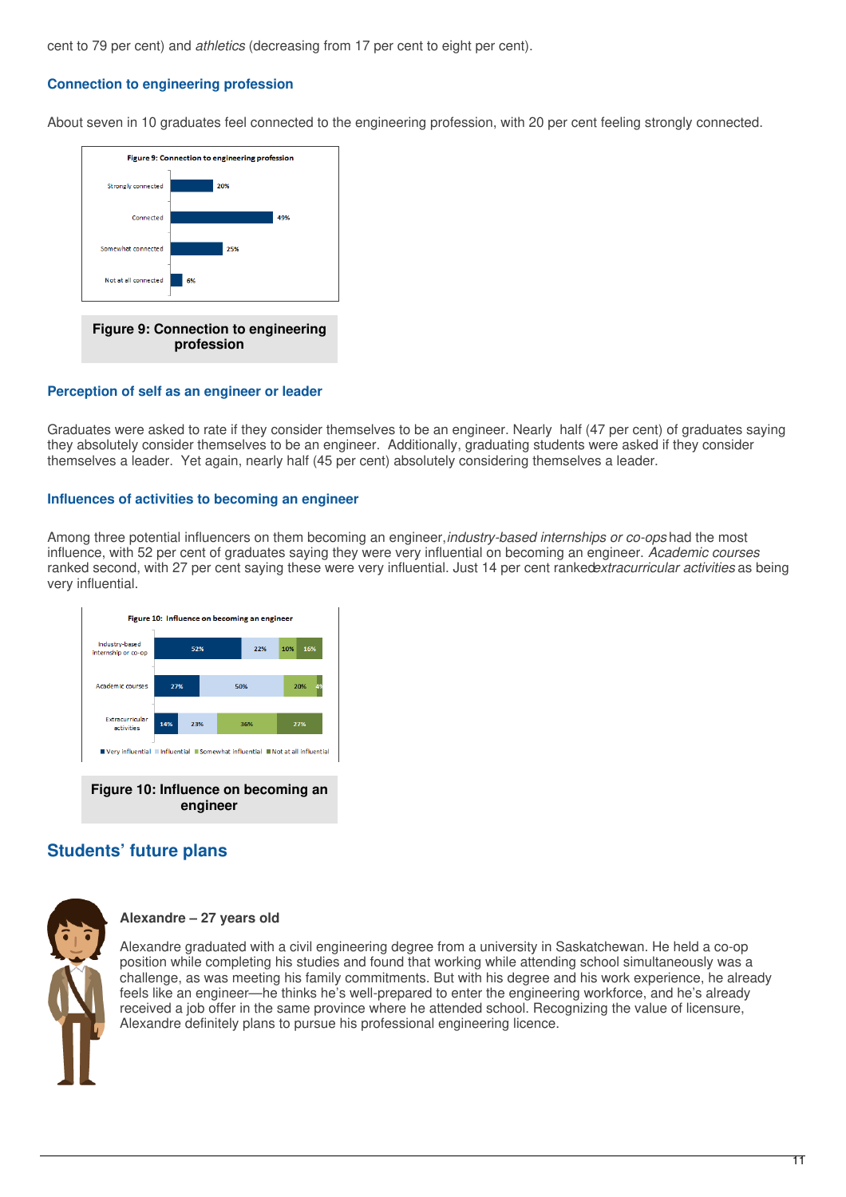cent to 79 per cent) and *athletics* (decreasing from 17 per cent to eight per cent).

### Connection to engineering profession

About seven in 10 graduates feel connected to the engineering profession, with 20 per cent feeling strongly connected.

Figure 9: Connection to engineering profession

| Response | Per cent |
|---|---|
| Strongly connected | 20% |
| Connected | 49% |
| Somewhat connected | 25% |
| Not at all connected | 6% |

**Figure 9: Connection to engineering profession**

### Perception of self as an engineer or leader

Graduates were asked to rate if they consider themselves to be an engineer. Nearly half (47 per cent) of graduates saying they absolutely consider themselves to be an engineer. Additionally, graduating students were asked if they consider themselves a leader. Yet again, nearly half (45 per cent) absolutely considering themselves a leader.

### Influences of activities to becoming an engineer

Among three potential influencers on them becoming an engineer, *industry-based internships or co-ops* had the most influence, with 52 per cent of graduates saying they were very influential on becoming an engineer. *Academic courses* ranked second, with 27 per cent saying these were very influential. Just 14 per cent ranked *extracurricular activities* as being very influential.

Figure 10: Influence on becoming an engineer

| | Very influential | Influential | Somewhat influential | Not at all influential |
|---|---|---|---|---|
| Industry-based internship or co-op | 52% | 22% | 10% | 16% |
| Academic courses | 27% | 50% | 20% | 4% |
| Extracurricular activities | 14% | 23% | 36% | 27% |

**Figure 10: Influence on becoming an engineer**

## Students' future plans

**Alexandre – 27 years old**

Alexandre graduated with a civil engineering degree from a university in Saskatchewan. He held a co-op position while completing his studies and found that working while attending school simultaneously was a challenge, as was meeting his family commitments. But with his degree and his work experience, he already feels like an engineer—he thinks he's well-prepared to enter the engineering workforce, and he's already received a job offer in the same province where he attended school. Recognizing the value of licensure, Alexandre definitely plans to pursue his professional engineering licence.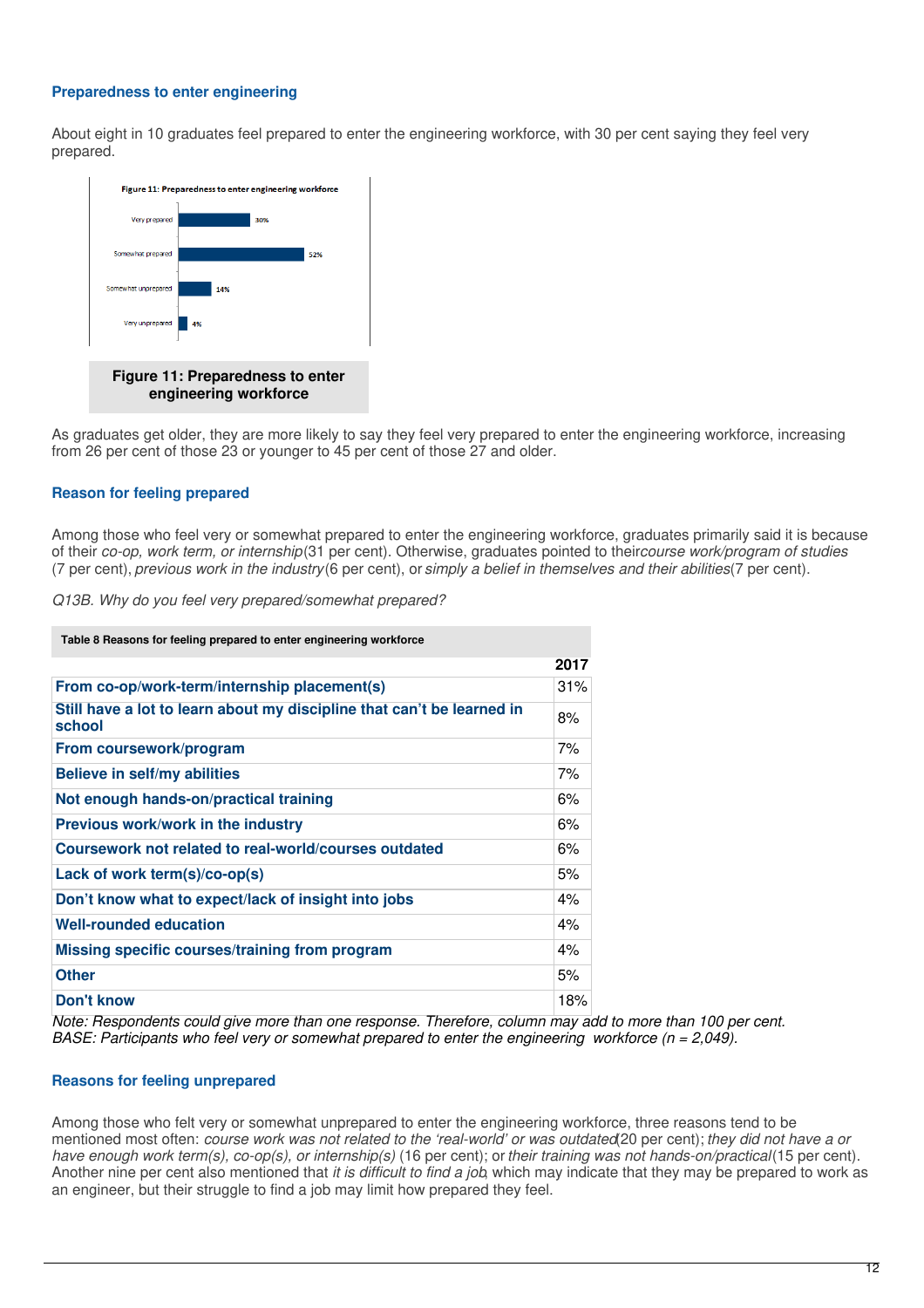### Preparedness to enter engineering

About eight in 10 graduates feel prepared to enter the engineering workforce, with 30 per cent saying they feel very prepared.

**Figure 11: Preparedness to enter engineering workforce**

| | |
|---|---|
| Very prepared | 30% |
| Somewhat prepared | 52% |
| Somewhat unprepared | 14% |
| Very unprepared | 4% |

**Figure 11: Preparedness to enter engineering workforce**

As graduates get older, they are more likely to say they feel very prepared to enter the engineering workforce, increasing from 26 per cent of those 23 or younger to 45 per cent of those 27 and older.

### Reason for feeling prepared

Among those who feel very or somewhat prepared to enter the engineering workforce, graduates primarily said it is because of their *co-op, work term, or internship* (31 per cent). Otherwise, graduates pointed to their *course work/program of studies* (7 per cent), *previous work in the industry* (6 per cent), or *simply a belief in themselves and their abilities* (7 per cent).

*Q13B. Why do you feel very prepared/somewhat prepared?*

**Table 8 Reasons for feeling prepared to enter engineering workforce**

| | 2017 |
|---|---|
| **From co-op/work-term/internship placement(s)** | 31% |
| **Still have a lot to learn about my discipline that can't be learned in school** | 8% |
| **From coursework/program** | 7% |
| **Believe in self/my abilities** | 7% |
| **Not enough hands-on/practical training** | 6% |
| **Previous work/work in the industry** | 6% |
| **Coursework not related to real-world/courses outdated** | 6% |
| **Lack of work term(s)/co-op(s)** | 5% |
| **Don't know what to expect/lack of insight into jobs** | 4% |
| **Well-rounded education** | 4% |
| **Missing specific courses/training from program** | 4% |
| **Other** | 5% |
| **Don't know** | 18% |

*Note: Respondents could give more than one response. Therefore, column may add to more than 100 per cent.*
*BASE: Participants who feel very or somewhat prepared to enter the engineering workforce (n = 2,049).*

### Reasons for feeling unprepared

Among those who felt very or somewhat unprepared to enter the engineering workforce, three reasons tend to be mentioned most often: *course work was not related to the 'real-world' or was outdated* (20 per cent); *they did not have a or have enough work term(s), co-op(s), or internship(s)* (16 per cent); or *their training was not hands-on/practical* (15 per cent). Another nine per cent also mentioned that *it is difficult to find a job*, which may indicate that they may be prepared to work as an engineer, but their struggle to find a job may limit how prepared they feel.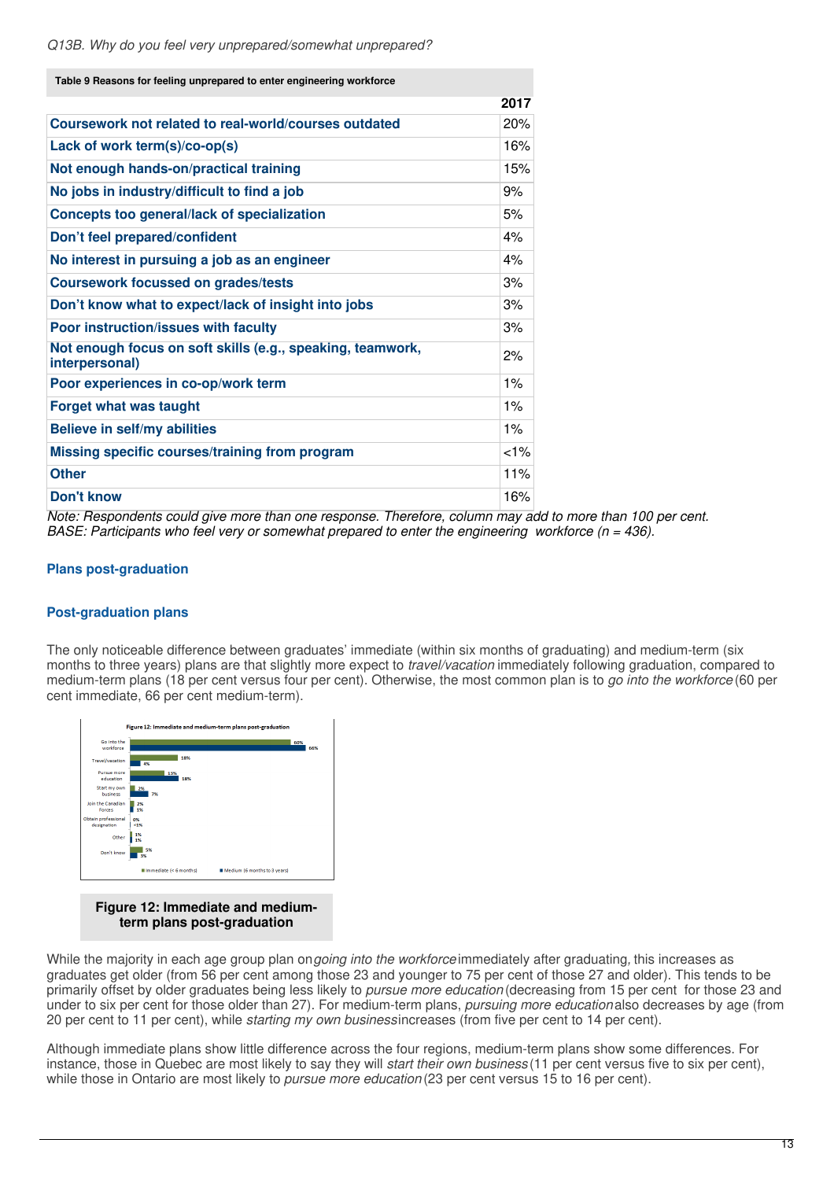*Q13B. Why do you feel very unprepared/somewhat unprepared?*

**Table 9 Reasons for feeling unprepared to enter engineering workforce**

| | 2017 |
|---|---|
| **Coursework not related to real-world/courses outdated** | 20% |
| **Lack of work term(s)/co-op(s)** | 16% |
| **Not enough hands-on/practical training** | 15% |
| **No jobs in industry/difficult to find a job** | 9% |
| **Concepts too general/lack of specialization** | 5% |
| **Don't feel prepared/confident** | 4% |
| **No interest in pursuing a job as an engineer** | 4% |
| **Coursework focussed on grades/tests** | 3% |
| **Don't know what to expect/lack of insight into jobs** | 3% |
| **Poor instruction/issues with faculty** | 3% |
| **Not enough focus on soft skills (e.g., speaking, teamwork, interpersonal)** | 2% |
| **Poor experiences in co-op/work term** | 1% |
| **Forget what was taught** | 1% |
| **Believe in self/my abilities** | 1% |
| **Missing specific courses/training from program** | <1% |
| **Other** | 11% |
| **Don't know** | 16% |

*Note: Respondents could give more than one response. Therefore, column may add to more than 100 per cent.*
*BASE: Participants who feel very or somewhat prepared to enter the engineering workforce (n = 436).*

## Plans post-graduation

### Post-graduation plans

The only noticeable difference between graduates' immediate (within six months of graduating) and medium-term (six months to three years) plans are that slightly more expect to *travel/vacation* immediately following graduation, compared to medium-term plans (18 per cent versus four per cent). Otherwise, the most common plan is to *go into the workforce* (60 per cent immediate, 66 per cent medium-term).

**Figure 12: Immediate and medium-term plans post-graduation**

While the majority in each age group plan on *going into the workforce* immediately after graduating, this increases as graduates get older (from 56 per cent among those 23 and younger to 75 per cent of those 27 and older). This tends to be primarily offset by older graduates being less likely to *pursue more education* (decreasing from 15 per cent for those 23 and under to six per cent for those older than 27). For medium-term plans, *pursuing more education* also decreases by age (from 20 per cent to 11 per cent), while *starting my own business* increases (from five per cent to 14 per cent).

Although immediate plans show little difference across the four regions, medium-term plans show some differences. For instance, those in Quebec are most likely to say they will *start their own business* (11 per cent versus five to six per cent), while those in Ontario are most likely to *pursue more education* (23 per cent versus 15 to 16 per cent).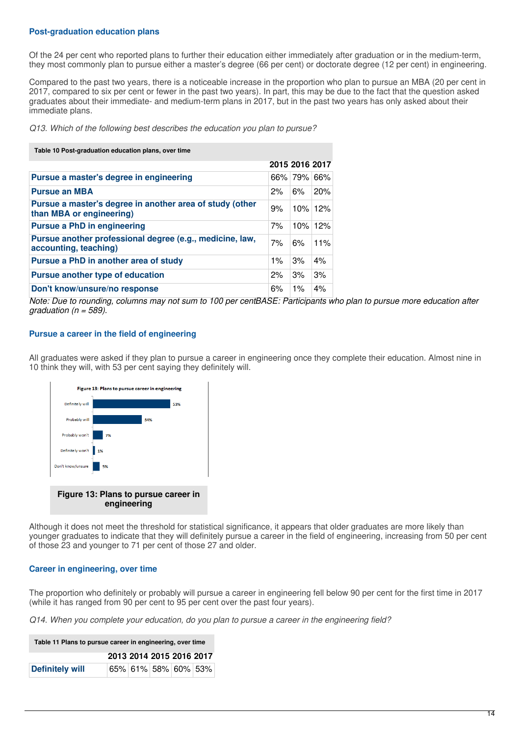### Post-graduation education plans

Of the 24 per cent who reported plans to further their education either immediately after graduation or in the medium-term, they most commonly plan to pursue either a master's degree (66 per cent) or doctorate degree (12 per cent) in engineering.

Compared to the past two years, there is a noticeable increase in the proportion who plan to pursue an MBA (20 per cent in 2017, compared to six per cent or fewer in the past two years). In part, this may be due to the fact that the question asked graduates about their immediate- and medium-term plans in 2017, but in the past two years has only asked about their immediate plans.

*Q13. Which of the following best describes the education you plan to pursue?*

**Table 10 Post-graduation education plans, over time**

| | 2015 | 2016 | 2017 |
|---|---|---|---|
| **Pursue a master's degree in engineering** | 66% | 79% | 66% |
| **Pursue an MBA** | 2% | 6% | 20% |
| **Pursue a master's degree in another area of study (other than MBA or engineering)** | 9% | 10% | 12% |
| **Pursue a PhD in engineering** | 7% | 10% | 12% |
| **Pursue another professional degree (e.g., medicine, law, accounting, teaching)** | 7% | 6% | 11% |
| **Pursue a PhD in another area of study** | 1% | 3% | 4% |
| **Pursue another type of education** | 2% | 3% | 3% |
| **Don't know/unsure/no response** | 6% | 1% | 4% |

*Note: Due to rounding, columns may not sum to 100 per centBASE: Participants who plan to pursue more education after graduation (n = 589).*

### Pursue a career in the field of engineering

All graduates were asked if they plan to pursue a career in engineering once they complete their education. Almost nine in 10 think they will, with 53 per cent saying they definitely will.

**Figure 13: Plans to pursue career in engineering**

| | |
|---|---|
| Definitely will | 53% |
| Probably will | 34% |
| Probably won't | 7% |
| Definitely won't | 1% |
| Don't know/unsure | 5% |

**Figure 13: Plans to pursue career in engineering**

Although it does not meet the threshold for statistical significance, it appears that older graduates are more likely than younger graduates to indicate that they will definitely pursue a career in the field of engineering, increasing from 50 per cent of those 23 and younger to 71 per cent of those 27 and older.

### Career in engineering, over time

The proportion who definitely or probably will pursue a career in engineering fell below 90 per cent for the first time in 2017 (while it has ranged from 90 per cent to 95 per cent over the past four years).

*Q14. When you complete your education, do you plan to pursue a career in the engineering field?*

**Table 11 Plans to pursue career in engineering, over time**

| | 2013 | 2014 | 2015 | 2016 | 2017 |
|---|---|---|---|---|---|
| **Definitely will** | 65% | 61% | 58% | 60% | 53% |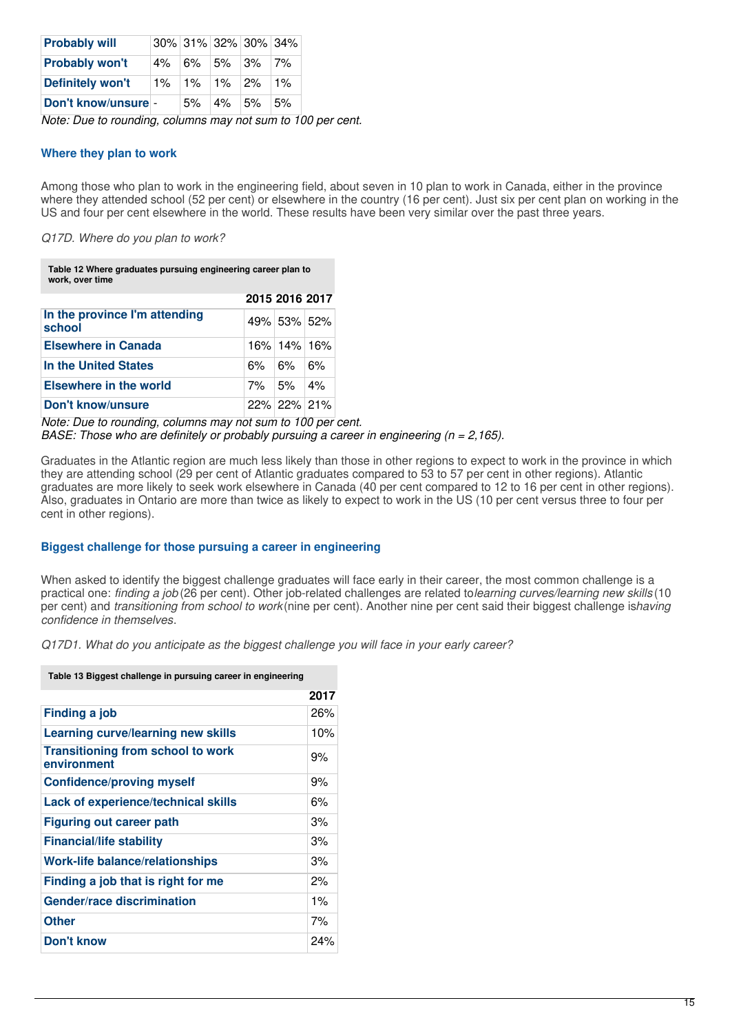| | | | | | |
|---|---|---|---|---|---|
| **Probably will** | 30% | 31% | 32% | 30% | 34% |
| **Probably won't** | 4% | 6% | 5% | 3% | 7% |
| **Definitely won't** | 1% | 1% | 1% | 2% | 1% |
| **Don't know/unsure** | - | 5% | 4% | 5% | 5% |

*Note: Due to rounding, columns may not sum to 100 per cent.*

### Where they plan to work

Among those who plan to work in the engineering field, about seven in 10 plan to work in Canada, either in the province where they attended school (52 per cent) or elsewhere in the country (16 per cent). Just six per cent plan on working in the US and four per cent elsewhere in the world. These results have been very similar over the past three years.

*Q17D. Where do you plan to work?*

**Table 12 Where graduates pursuing engineering career plan to work, over time**

| | 2015 | 2016 | 2017 |
|---|---|---|---|
| **In the province I'm attending school** | 49% | 53% | 52% |
| **Elsewhere in Canada** | 16% | 14% | 16% |
| **In the United States** | 6% | 6% | 6% |
| **Elsewhere in the world** | 7% | 5% | 4% |
| **Don't know/unsure** | 22% | 22% | 21% |

*Note: Due to rounding, columns may not sum to 100 per cent.*
*BASE: Those who are definitely or probably pursuing a career in engineering (n = 2,165).*

Graduates in the Atlantic region are much less likely than those in other regions to expect to work in the province in which they are attending school (29 per cent of Atlantic graduates compared to 53 to 57 per cent in other regions). Atlantic graduates are more likely to seek work elsewhere in Canada (40 per cent compared to 12 to 16 per cent in other regions). Also, graduates in Ontario are more than twice as likely to expect to work in the US (10 per cent versus three to four per cent in other regions).

### Biggest challenge for those pursuing a career in engineering

When asked to identify the biggest challenge graduates will face early in their career, the most common challenge is a practical one: *finding a job* (26 per cent). Other job-related challenges are related to *learning curves/learning new skills* (10 per cent) and *transitioning from school to work* (nine per cent). Another nine per cent said their biggest challenge is *having confidence in themselves*.

*Q17D1. What do you anticipate as the biggest challenge you will face in your early career?*

**Table 13 Biggest challenge in pursuing career in engineering**

| | 2017 |
|---|---|
| **Finding a job** | 26% |
| **Learning curve/learning new skills** | 10% |
| **Transitioning from school to work environment** | 9% |
| **Confidence/proving myself** | 9% |
| **Lack of experience/technical skills** | 6% |
| **Figuring out career path** | 3% |
| **Financial/life stability** | 3% |
| **Work-life balance/relationships** | 3% |
| **Finding a job that is right for me** | 2% |
| **Gender/race discrimination** | 1% |
| **Other** | 7% |
| **Don't know** | 24% |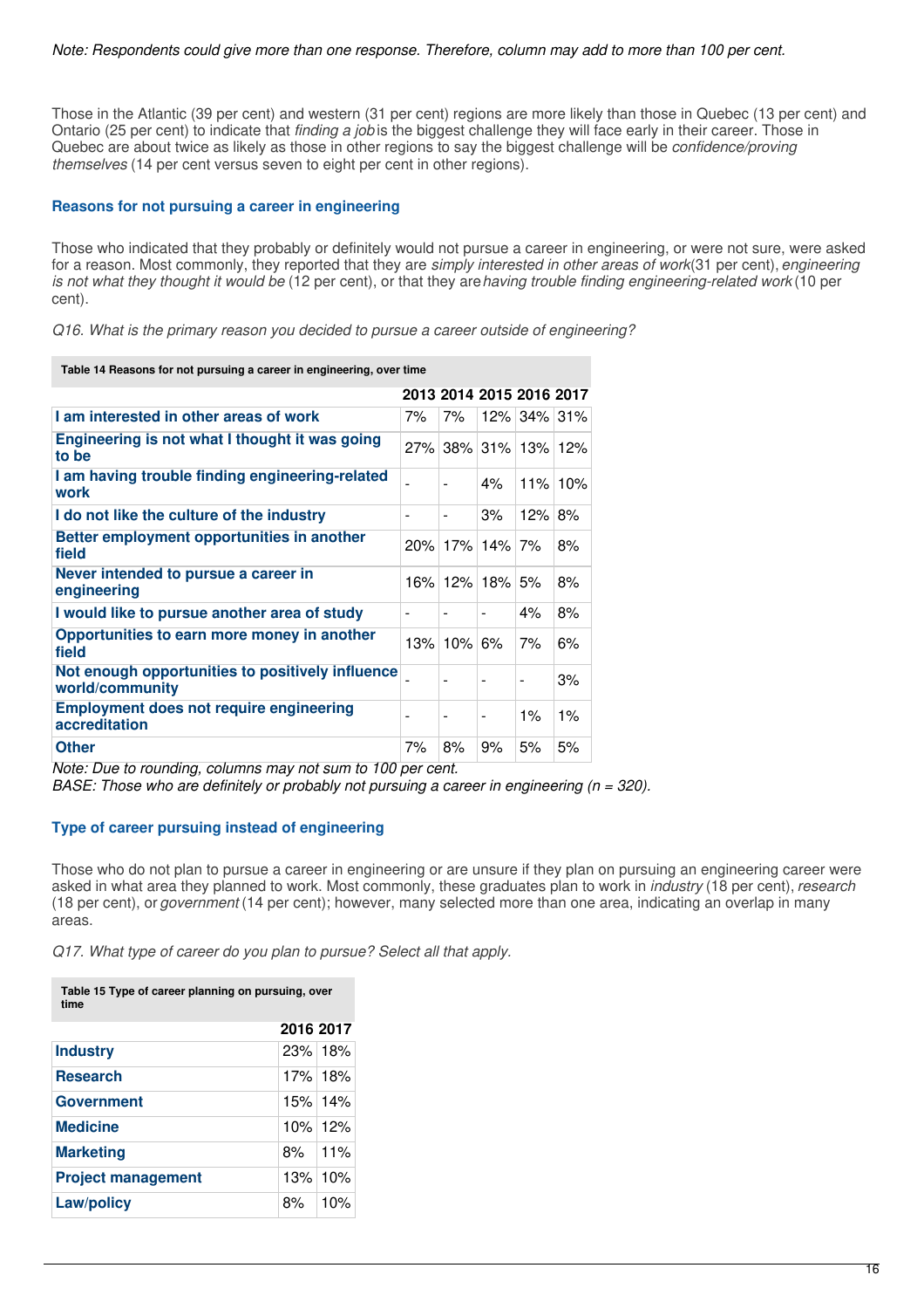*Note: Respondents could give more than one response. Therefore, column may add to more than 100 per cent.*

Those in the Atlantic (39 per cent) and western (31 per cent) regions are more likely than those in Quebec (13 per cent) and Ontario (25 per cent) to indicate that *finding a job* is the biggest challenge they will face early in their career. Those in Quebec are about twice as likely as those in other regions to say the biggest challenge will be *confidence/proving themselves* (14 per cent versus seven to eight per cent in other regions).

### Reasons for not pursuing a career in engineering

Those who indicated that they probably or definitely would not pursue a career in engineering, or were not sure, were asked for a reason. Most commonly, they reported that they are *simply interested in other areas of work* (31 per cent), *engineering is not what they thought it would be* (12 per cent), or that they are *having trouble finding engineering-related work* (10 per cent).

*Q16. What is the primary reason you decided to pursue a career outside of engineering?*

**Table 14 Reasons for not pursuing a career in engineering, over time**

| | 2013 | 2014 | 2015 | 2016 | 2017 |
|---|---|---|---|---|---|
| **I am interested in other areas of work** | 7% | 7% | 12% | 34% | 31% |
| **Engineering is not what I thought it was going to be** | 27% | 38% | 31% | 13% | 12% |
| **I am having trouble finding engineering-related work** | - | - | 4% | 11% | 10% |
| **I do not like the culture of the industry** | - | - | 3% | 12% | 8% |
| **Better employment opportunities in another field** | 20% | 17% | 14% | 7% | 8% |
| **Never intended to pursue a career in engineering** | 16% | 12% | 18% | 5% | 8% |
| **I would like to pursue another area of study** | - | - | - | 4% | 8% |
| **Opportunities to earn more money in another field** | 13% | 10% | 6% | 7% | 6% |
| **Not enough opportunities to positively influence world/community** | - | - | - | - | 3% |
| **Employment does not require engineering accreditation** | - | - | - | 1% | 1% |
| **Other** | 7% | 8% | 9% | 5% | 5% |

*Note: Due to rounding, columns may not sum to 100 per cent.*
*BASE: Those who are definitely or probably not pursuing a career in engineering (n = 320).*

### Type of career pursuing instead of engineering

Those who do not plan to pursue a career in engineering or are unsure if they plan on pursuing an engineering career were asked in what area they planned to work. Most commonly, these graduates plan to work in *industry* (18 per cent), *research* (18 per cent), or *government* (14 per cent); however, many selected more than one area, indicating an overlap in many areas.

*Q17. What type of career do you plan to pursue? Select all that apply.*

**Table 15 Type of career planning on pursuing, over time**

| | 2016 | 2017 |
|---|---|---|
| **Industry** | 23% | 18% |
| **Research** | 17% | 18% |
| **Government** | 15% | 14% |
| **Medicine** | 10% | 12% |
| **Marketing** | 8% | 11% |
| **Project management** | 13% | 10% |
| **Law/policy** | 8% | 10% |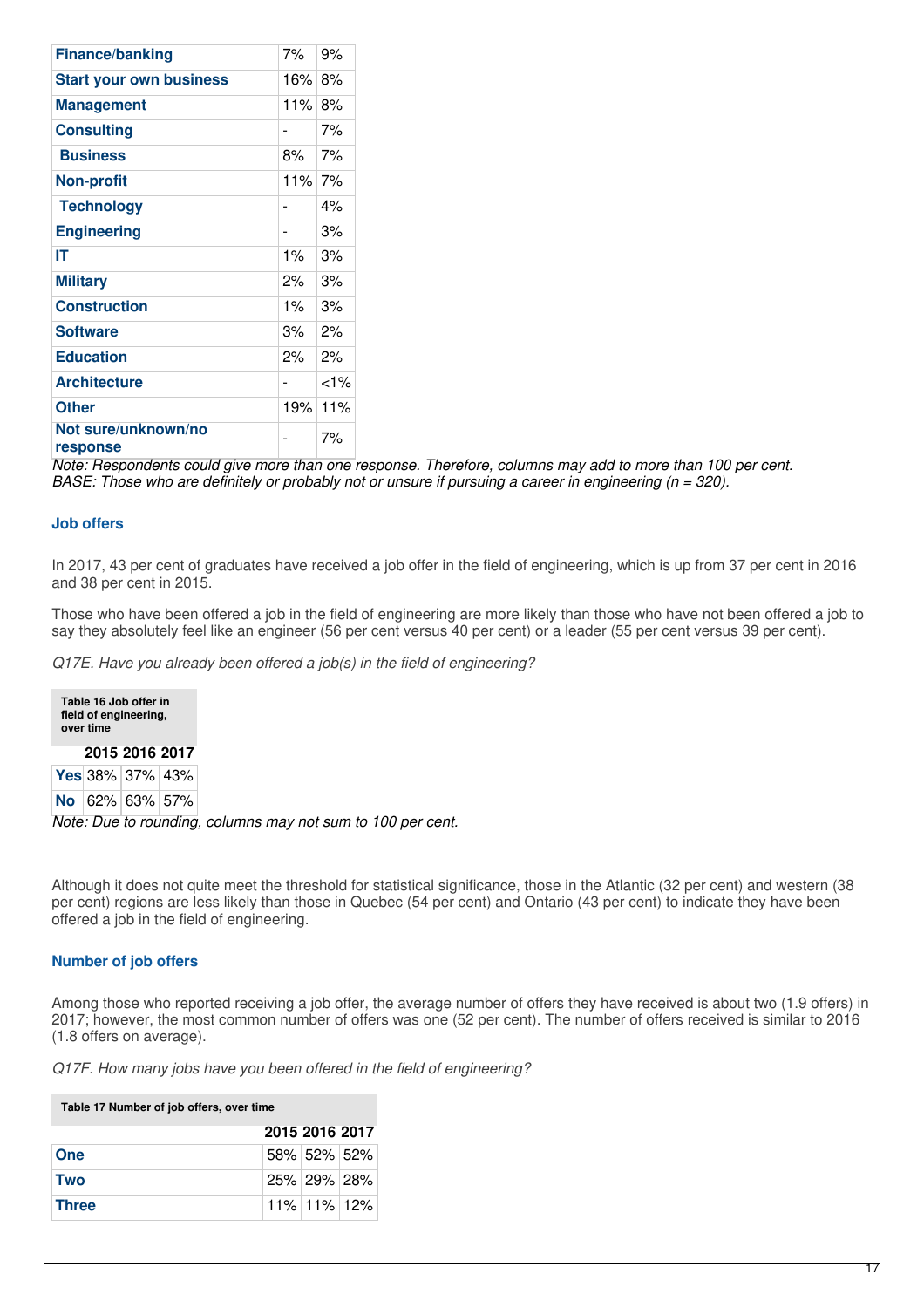| | | |
|---|---|---|
| **Finance/banking** | 7% | 9% |
| **Start your own business** | 16% | 8% |
| **Management** | 11% | 8% |
| **Consulting** | - | 7% |
| **Business** | 8% | 7% |
| **Non-profit** | 11% | 7% |
| **Technology** | - | 4% |
| **Engineering** | - | 3% |
| **IT** | 1% | 3% |
| **Military** | 2% | 3% |
| **Construction** | 1% | 3% |
| **Software** | 3% | 2% |
| **Education** | 2% | 2% |
| **Architecture** | - | <1% |
| **Other** | 19% | 11% |
| **Not sure/unknown/no response** | - | 7% |

*Note: Respondents could give more than one response. Therefore, columns may add to more than 100 per cent.*
*BASE: Those who are definitely or probably not or unsure if pursuing a career in engineering (n = 320).*

### Job offers

In 2017, 43 per cent of graduates have received a job offer in the field of engineering, which is up from 37 per cent in 2016 and 38 per cent in 2015.

Those who have been offered a job in the field of engineering are more likely than those who have not been offered a job to say they absolutely feel like an engineer (56 per cent versus 40 per cent) or a leader (55 per cent versus 39 per cent).

*Q17E. Have you already been offered a job(s) in the field of engineering?*

**Table 16 Job offer in field of engineering, over time**

| | 2015 | 2016 | 2017 |
|---|---|---|---|
| **Yes** | 38% | 37% | 43% |
| **No** | 62% | 63% | 57% |

*Note: Due to rounding, columns may not sum to 100 per cent.*

Although it does not quite meet the threshold for statistical significance, those in the Atlantic (32 per cent) and western (38 per cent) regions are less likely than those in Quebec (54 per cent) and Ontario (43 per cent) to indicate they have been offered a job in the field of engineering.

### Number of job offers

Among those who reported receiving a job offer, the average number of offers they have received is about two (1.9 offers) in 2017; however, the most common number of offers was one (52 per cent). The number of offers received is similar to 2016 (1.8 offers on average).

*Q17F. How many jobs have you been offered in the field of engineering?*

**Table 17 Number of job offers, over time**

| | 2015 | 2016 | 2017 |
|---|---|---|---|
| **One** | 58% | 52% | 52% |
| **Two** | 25% | 29% | 28% |
| **Three** | 11% | 11% | 12% |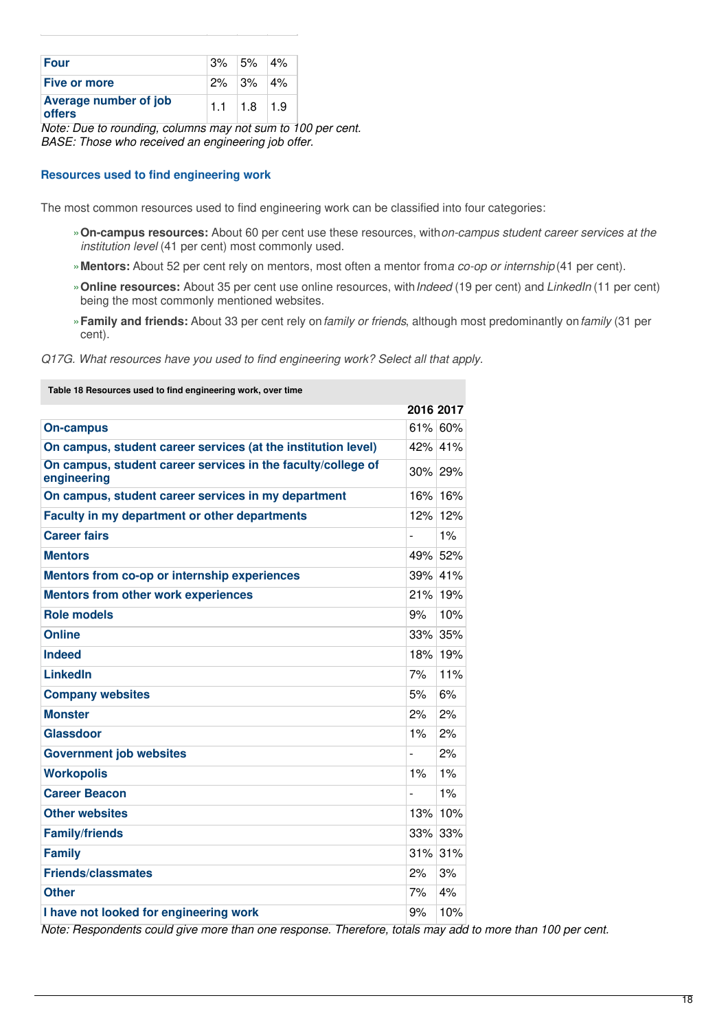| | | | |
|---|---|---|---|
| **Four** | 3% | 5% | 4% |
| **Five or more** | 2% | 3% | 4% |
| **Average number of job offers** | 1.1 | 1.8 | 1.9 |

*Note: Due to rounding, columns may not sum to 100 per cent.*
*BASE: Those who received an engineering job offer.*

### Resources used to find engineering work

The most common resources used to find engineering work can be classified into four categories:

- **On-campus resources:** About 60 per cent use these resources, with *on-campus student career services at the institution level* (41 per cent) most commonly used.
- **Mentors:** About 52 per cent rely on mentors, most often a mentor from *a co-op or internship* (41 per cent).
- **Online resources:** About 35 per cent use online resources, with *Indeed* (19 per cent) and *LinkedIn* (11 per cent) being the most commonly mentioned websites.
- **Family and friends:** About 33 per cent rely on *family or friends*, although most predominantly on *family* (31 per cent).

*Q17G. What resources have you used to find engineering work? Select all that apply.*

**Table 18 Resources used to find engineering work, over time**

| | 2016 | 2017 |
|---|---|---|
| **On-campus** | 61% | 60% |
| **On campus, student career services (at the institution level)** | 42% | 41% |
| **On campus, student career services in the faculty/college of engineering** | 30% | 29% |
| **On campus, student career services in my department** | 16% | 16% |
| **Faculty in my department or other departments** | 12% | 12% |
| **Career fairs** | - | 1% |
| **Mentors** | 49% | 52% |
| **Mentors from co-op or internship experiences** | 39% | 41% |
| **Mentors from other work experiences** | 21% | 19% |
| **Role models** | 9% | 10% |
| **Online** | 33% | 35% |
| **Indeed** | 18% | 19% |
| **LinkedIn** | 7% | 11% |
| **Company websites** | 5% | 6% |
| **Monster** | 2% | 2% |
| **Glassdoor** | 1% | 2% |
| **Government job websites** | - | 2% |
| **Workopolis** | 1% | 1% |
| **Career Beacon** | - | 1% |
| **Other websites** | 13% | 10% |
| **Family/friends** | 33% | 33% |
| **Family** | 31% | 31% |
| **Friends/classmates** | 2% | 3% |
| **Other** | 7% | 4% |
| **I have not looked for engineering work** | 9% | 10% |

*Note: Respondents could give more than one response. Therefore, totals may add to more than 100 per cent.*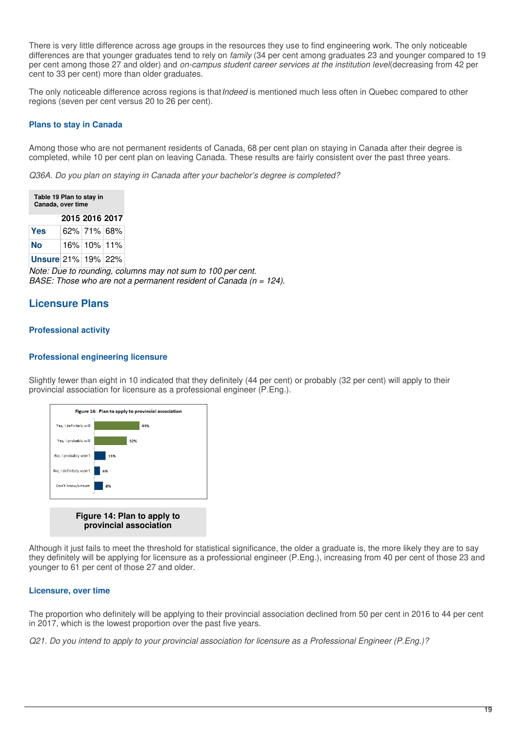There is very little difference across age groups in the resources they use to find engineering work. The only noticeable differences are that younger graduates tend to rely on *family* (34 per cent among graduates 23 and younger compared to 19 per cent among those 27 and older) and *on-campus student career services at the institution level*(decreasing from 42 per cent to 33 per cent) more than older graduates.

The only noticeable difference across regions is that *Indeed* is mentioned much less often in Quebec compared to other regions (seven per cent versus 20 to 26 per cent).

### Plans to stay in Canada

Among those who are not permanent residents of Canada, 68 per cent plan on staying in Canada after their degree is completed, while 10 per cent plan on leaving Canada. These results are fairly consistent over the past three years.

*Q36A. Do you plan on staying in Canada after your bachelor's degree is completed?*

**Table 19 Plan to stay in Canada, over time**

| | 2015 | 2016 | 2017 |
|---|---|---|---|
| **Yes** | 62% | 71% | 68% |
| **No** | 16% | 10% | 11% |
| **Unsure** | 21% | 19% | 22% |

*Note: Due to rounding, columns may not sum to 100 per cent.*
*BASE: Those who are not a permanent resident of Canada (n = 124).*

## Licensure Plans

### Professional activity

### Professional engineering licensure

Slightly fewer than eight in 10 indicated that they definitely (44 per cent) or probably (32 per cent) will apply to their provincial association for licensure as a professional engineer (P.Eng.).

**Figure 14: Plan to apply to provincial association**

| Response | % |
|---|---|
| Yes, I definitely will | 44% |
| Yes, I probably will | 32% |
| No, I probably won't | 11% |
| No, I definitely won't | 6% |
| Don't know/unsure | 8% |

**Figure 14: Plan to apply to provincial association**

Although it just fails to meet the threshold for statistical significance, the older a graduate is, the more likely they are to say they definitely will be applying for licensure as a professional engineer (P.Eng.), increasing from 40 per cent of those 23 and younger to 61 per cent of those 27 and older.

### Licensure, over time

The proportion who definitely will be applying to their provincial association declined from 50 per cent in 2016 to 44 per cent in 2017, which is the lowest proportion over the past five years.

*Q21. Do you intend to apply to your provincial association for licensure as a Professional Engineer (P.Eng.)?*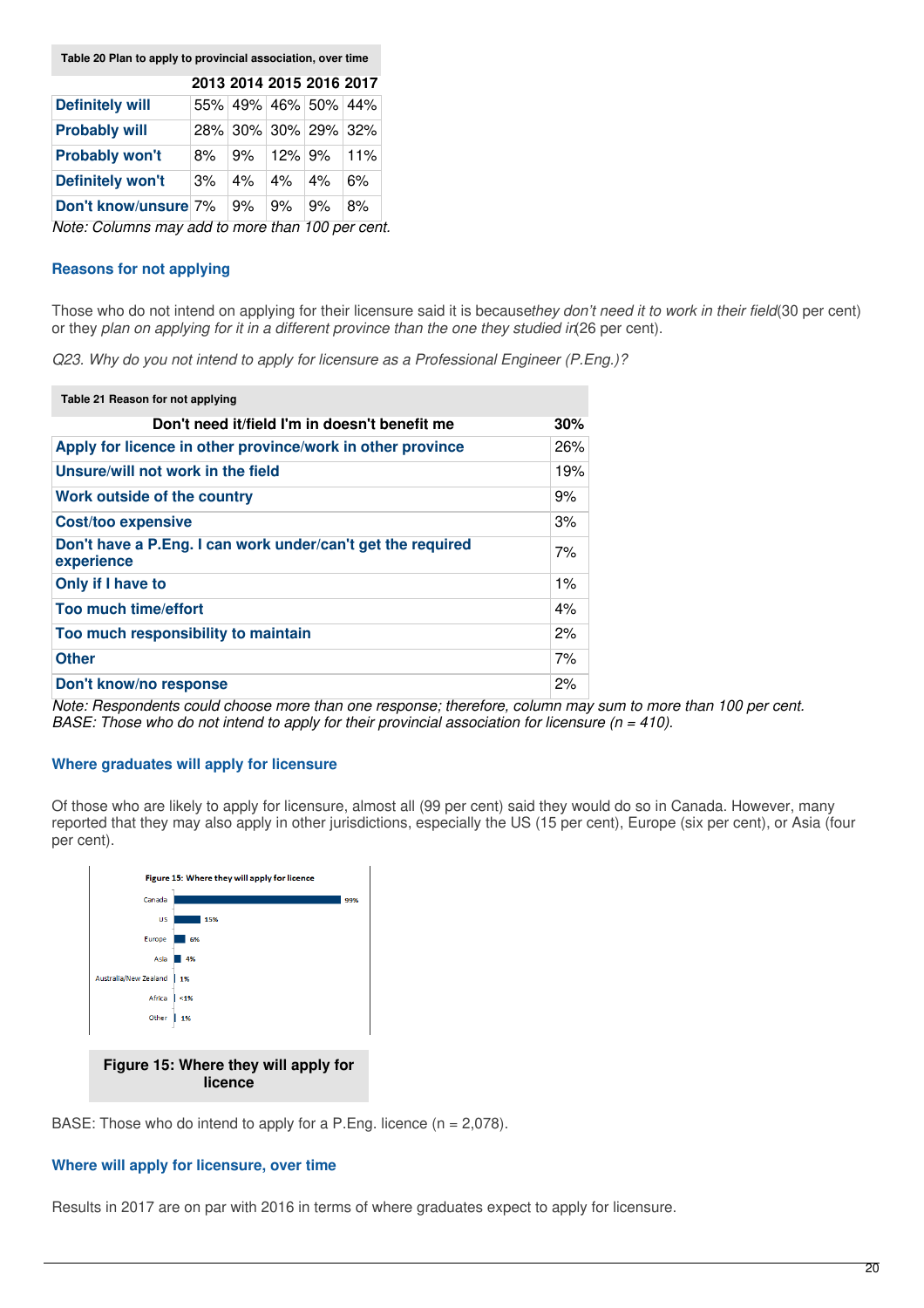Table 20 Plan to apply to provincial association, over time

| | 2013 | 2014 | 2015 | 2016 | 2017 |
|---|---|---|---|---|---|
| Definitely will | 55% | 49% | 46% | 50% | 44% |
| Probably will | 28% | 30% | 30% | 29% | 32% |
| Probably won't | 8% | 9% | 12% | 9% | 11% |
| Definitely won't | 3% | 4% | 4% | 4% | 6% |
| Don't know/unsure | 7% | 9% | 9% | 9% | 8% |

*Note: Columns may add to more than 100 per cent.*

### Reasons for not applying

Those who do not intend on applying for their licensure said it is because *they don't need it to work in their field* (30 per cent) or they *plan on applying for it in a different province than the one they studied in* (26 per cent).

*Q23. Why do you not intend to apply for licensure as a Professional Engineer (P.Eng.)?*

Table 21 Reason for not applying

| Don't need it/field I'm in doesn't benefit me | 30% |
|---|---|
| Apply for licence in other province/work in other province | 26% |
| Unsure/will not work in the field | 19% |
| Work outside of the country | 9% |
| Cost/too expensive | 3% |
| Don't have a P.Eng. I can work under/can't get the required experience | 7% |
| Only if I have to | 1% |
| Too much time/effort | 4% |
| Too much responsibility to maintain | 2% |
| Other | 7% |
| Don't know/no response | 2% |

*Note: Respondents could choose more than one response; therefore, column may sum to more than 100 per cent.*
*BASE: Those who do not intend to apply for their provincial association for licensure (n = 410).*

### Where graduates will apply for licensure

Of those who are likely to apply for licensure, almost all (99 per cent) said they would do so in Canada. However, many reported that they may also apply in other jurisdictions, especially the US (15 per cent), Europe (six per cent), or Asia (four per cent).

Figure 15: Where they will apply for licence

| Region | Percent |
|---|---|
| Canada | 99% |
| US | 15% |
| Europe | 6% |
| Asia | 4% |
| Australia/New Zealand | 1% |
| Africa | <1% |
| Other | 1% |

**Figure 15: Where they will apply for licence**

BASE: Those who do intend to apply for a P.Eng. licence (n = 2,078).

### Where will apply for licensure, over time

Results in 2017 are on par with 2016 in terms of where graduates expect to apply for licensure.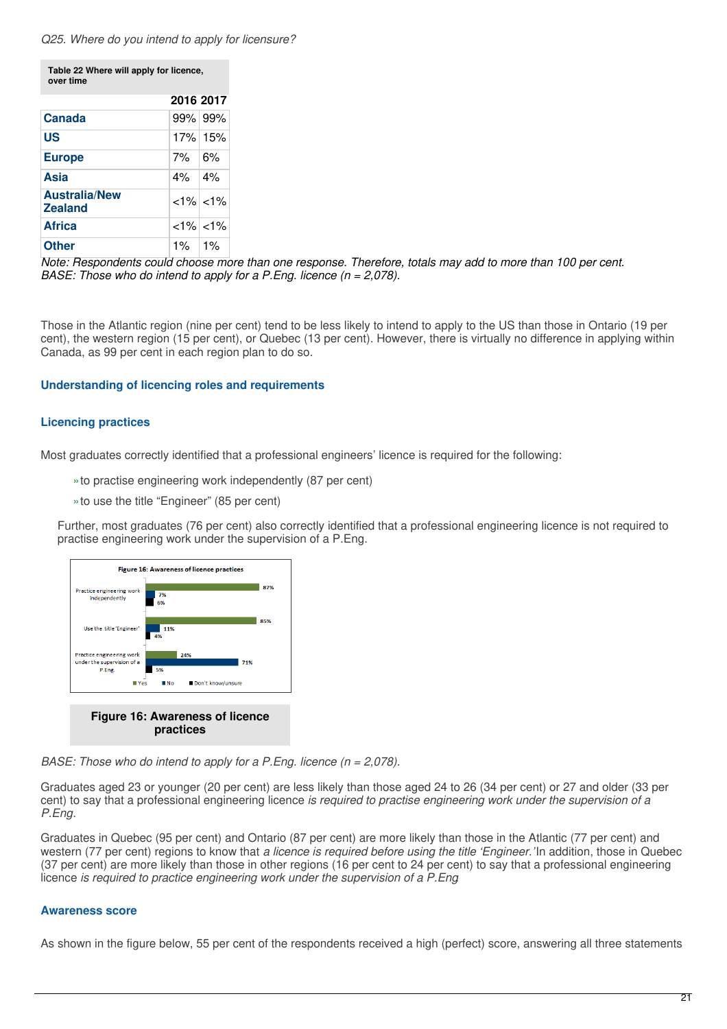*Q25. Where do you intend to apply for licensure?*

**Table 22 Where will apply for licence, over time**

| | 2016 | 2017 |
|---|---|---|
| Canada | 99% | 99% |
| US | 17% | 15% |
| Europe | 7% | 6% |
| Asia | 4% | 4% |
| Australia/New Zealand | <1% | <1% |
| Africa | <1% | <1% |
| Other | 1% | 1% |

*Note: Respondents could choose more than one response. Therefore, totals may add to more than 100 per cent.*
*BASE: Those who do intend to apply for a P.Eng. licence (n = 2,078).*

Those in the Atlantic region (nine per cent) tend to be less likely to intend to apply to the US than those in Ontario (19 per cent), the western region (15 per cent), or Quebec (13 per cent). However, there is virtually no difference in applying within Canada, as 99 per cent in each region plan to do so.

## Understanding of licencing roles and requirements

### Licencing practices

Most graduates correctly identified that a professional engineers' licence is required for the following:

- to practise engineering work independently (87 per cent)
- to use the title "Engineer" (85 per cent)

Further, most graduates (76 per cent) also correctly identified that a professional engineering licence is not required to practise engineering work under the supervision of a P.Eng.

**Figure 16: Awareness of licence practices**

| | Yes | No | Don't know/unsure |
|---|---|---|---|
| Practice engineering work independently | 87% | 7% | 6% |
| Use the title 'Engineer' | 85% | 11% | 4% |
| Practice engineering work under the supervision of a P.Eng. | 24% | 71% | 5% |

**Figure 16: Awareness of licence practices**

*BASE: Those who do intend to apply for a P.Eng. licence (n = 2,078).*

Graduates aged 23 or younger (20 per cent) are less likely than those aged 24 to 26 (34 per cent) or 27 and older (33 per cent) to say that a professional engineering licence *is required to practise engineering work under the supervision of a P.Eng.*

Graduates in Quebec (95 per cent) and Ontario (87 per cent) are more likely than those in the Atlantic (77 per cent) and western (77 per cent) regions to know that *a licence is required before using the title 'Engineer.'* In addition, those in Quebec (37 per cent) are more likely than those in other regions (16 per cent to 24 per cent) to say that a professional engineering licence *is required to practice engineering work under the supervision of a P.Eng*

### Awareness score

As shown in the figure below, 55 per cent of the respondents received a high (perfect) score, answering all three statements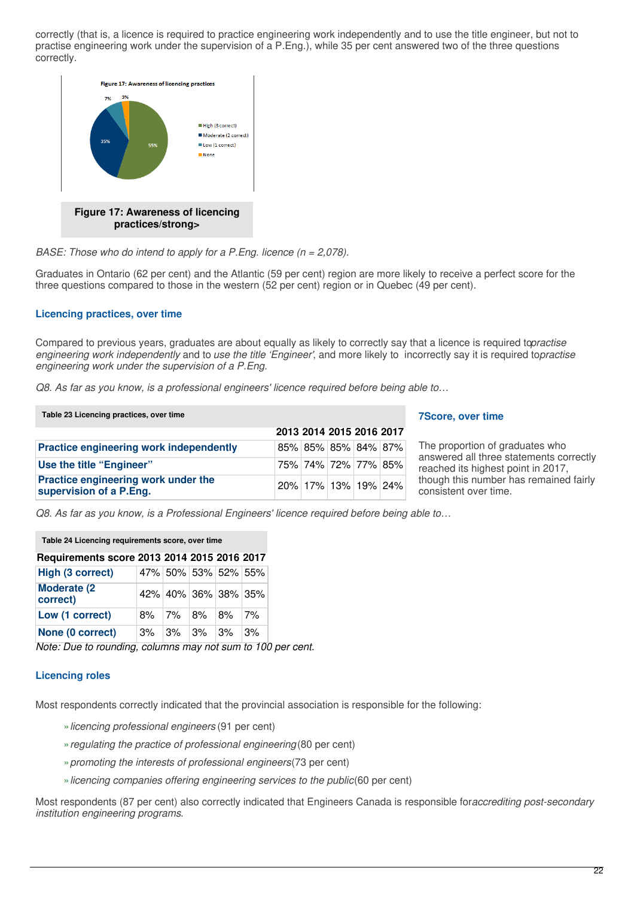correctly (that is, a licence is required to practice engineering work independently and to use the title engineer, but not to practise engineering work under the supervision of a P.Eng.), while 35 per cent answered two of the three questions correctly.

**Figure 17: Awareness of licencing practices/strong>**

*BASE: Those who do intend to apply for a P.Eng. licence (n = 2,078).*

Graduates in Ontario (62 per cent) and the Atlantic (59 per cent) region are more likely to receive a perfect score for the three questions compared to those in the western (52 per cent) region or in Quebec (49 per cent).

### Licencing practices, over time

Compared to previous years, graduates are about equally as likely to correctly say that a licence is required to*practise engineering work independently* and to *use the title 'Engineer'*, and more likely to incorrectly say it is required to*practise engineering work under the supervision of a P.Eng.*

*Q8. As far as you know, is a professional engineers' licence required before being able to…*

**Table 23 Licencing practices, over time**

| | 2013 | 2014 | 2015 | 2016 | 2017 |
|---|---|---|---|---|---|
| **Practice engineering work independently** | 85% | 85% | 85% | 84% | 87% |
| **Use the title "Engineer"** | 75% | 74% | 72% | 77% | 85% |
| **Practice engineering work under the supervision of a P.Eng.** | 20% | 17% | 13% | 19% | 24% |

### 7Score, over time

The proportion of graduates who answered all three statements correctly reached its highest point in 2017, though this number has remained fairly consistent over time.

*Q8. As far as you know, is a Professional Engineers' licence required before being able to…*

**Table 24 Licencing requirements score, over time**

| Requirements score | 2013 | 2014 | 2015 | 2016 | 2017 |
|---|---|---|---|---|---|
| **High (3 correct)** | 47% | 50% | 53% | 52% | 55% |
| **Moderate (2 correct)** | 42% | 40% | 36% | 38% | 35% |
| **Low (1 correct)** | 8% | 7% | 8% | 8% | 7% |
| **None (0 correct)** | 3% | 3% | 3% | 3% | 3% |

*Note: Due to rounding, columns may not sum to 100 per cent.*

### Licencing roles

Most respondents correctly indicated that the provincial association is responsible for the following:

- *licencing professional engineers* (91 per cent)
- *regulating the practice of professional engineering* (80 per cent)
- *promoting the interests of professional engineers* (73 per cent)
- *licencing companies offering engineering services to the public* (60 per cent)

Most respondents (87 per cent) also correctly indicated that Engineers Canada is responsible for*accrediting post-secondary institution engineering programs.*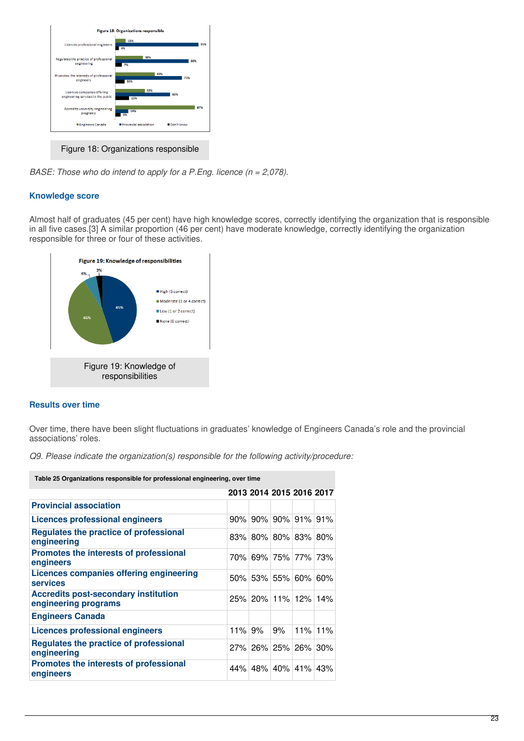Figure 18: Organizations responsible

*BASE: Those who do intend to apply for a P.Eng. licence (n = 2,078).*

### Knowledge score

Almost half of graduates (45 per cent) have high knowledge scores, correctly identifying the organization that is responsible in all five cases.[3] A similar proportion (46 per cent) have moderate knowledge, correctly identifying the organization responsible for three or four of these activities.

Figure 19: Knowledge of responsibilities

### Results over time

Over time, there have been slight fluctuations in graduates' knowledge of Engineers Canada's role and the provincial associations' roles.

*Q9. Please indicate the organization(s) responsible for the following activity/procedure:*

**Table 25 Organizations responsible for professional engineering, over time**

| | 2013 | 2014 | 2015 | 2016 | 2017 |
|---|---|---|---|---|---|
| **Provincial association** | | | | | |
| **Licences professional engineers** | 90% | 90% | 90% | 91% | 91% |
| **Regulates the practice of professional engineering** | 83% | 80% | 80% | 83% | 80% |
| **Promotes the interests of professional engineers** | 70% | 69% | 75% | 77% | 73% |
| **Licences companies offering engineering services** | 50% | 53% | 55% | 60% | 60% |
| **Accredits post-secondary institution engineering programs** | 25% | 20% | 11% | 12% | 14% |
| **Engineers Canada** | | | | | |
| **Licences professional engineers** | 11% | 9% | 9% | 11% | 11% |
| **Regulates the practice of professional engineering** | 27% | 26% | 25% | 26% | 30% |
| **Promotes the interests of professional engineers** | 44% | 48% | 40% | 41% | 43% |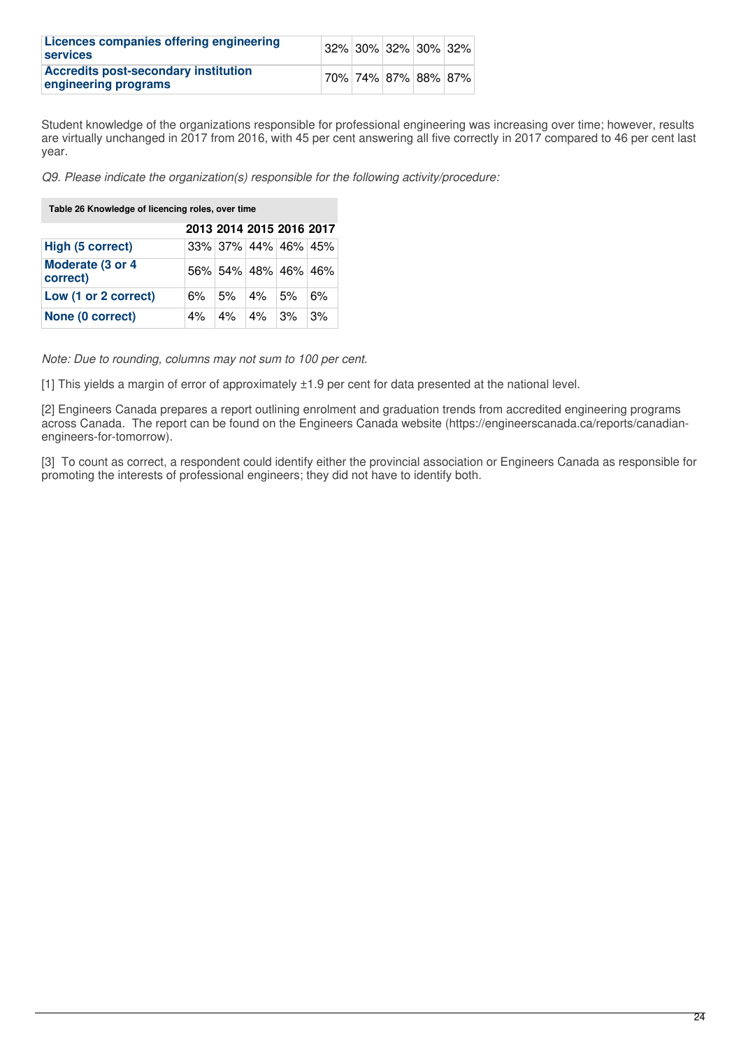| | | | | | |
|---|---|---|---|---|---|
| **Licences companies offering engineering services** | 32% | 30% | 32% | 30% | 32% |
| **Accredits post-secondary institution engineering programs** | 70% | 74% | 87% | 88% | 87% |

Student knowledge of the organizations responsible for professional engineering was increasing over time; however, results are virtually unchanged in 2017 from 2016, with 45 per cent answering all five correctly in 2017 compared to 46 per cent last year.

*Q9. Please indicate the organization(s) responsible for the following activity/procedure:*

**Table 26 Knowledge of licencing roles, over time**

| | 2013 | 2014 | 2015 | 2016 | 2017 |
|---|---|---|---|---|---|
| **High (5 correct)** | 33% | 37% | 44% | 46% | 45% |
| **Moderate (3 or 4 correct)** | 56% | 54% | 48% | 46% | 46% |
| **Low (1 or 2 correct)** | 6% | 5% | 4% | 5% | 6% |
| **None (0 correct)** | 4% | 4% | 4% | 3% | 3% |

*Note: Due to rounding, columns may not sum to 100 per cent.*

[1] This yields a margin of error of approximately ±1.9 per cent for data presented at the national level.

[2] Engineers Canada prepares a report outlining enrolment and graduation trends from accredited engineering programs across Canada. The report can be found on the Engineers Canada website (https://engineerscanada.ca/reports/canadian-engineers-for-tomorrow).

[3] To count as correct, a respondent could identify either the provincial association or Engineers Canada as responsible for promoting the interests of professional engineers; they did not have to identify both.